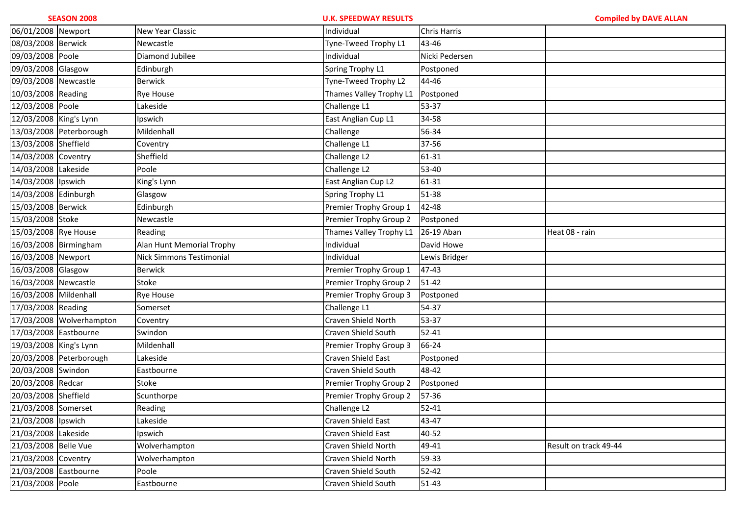**SEASON 2008** **U.K. SPEEDWAY RESULTS** **Compiled by DAVE ALLAN**

| | | | | | |
|---|---|---|---|---|---|
| 06/01/2008 | Newport | New Year Classic | Individual | Chris Harris | |
| 08/03/2008 | Berwick | Newcastle | Tyne-Tweed Trophy L1 | 43-46 | |
| 09/03/2008 | Poole | Diamond Jubilee | Individual | Nicki Pedersen | |
| 09/03/2008 | Glasgow | Edinburgh | Spring Trophy L1 | Postponed | |
| 09/03/2008 | Newcastle | Berwick | Tyne-Tweed Trophy L2 | 44-46 | |
| 10/03/2008 | Reading | Rye House | Thames Valley Trophy L1 | Postponed | |
| 12/03/2008 | Poole | Lakeside | Challenge L1 | 53-37 | |
| 12/03/2008 | King's Lynn | Ipswich | East Anglian Cup L1 | 34-58 | |
| 13/03/2008 | Peterborough | Mildenhall | Challenge | 56-34 | |
| 13/03/2008 | Sheffield | Coventry | Challenge L1 | 37-56 | |
| 14/03/2008 | Coventry | Sheffield | Challenge L2 | 61-31 | |
| 14/03/2008 | Lakeside | Poole | Challenge L2 | 53-40 | |
| 14/03/2008 | Ipswich | King's Lynn | East Anglian Cup L2 | 61-31 | |
| 14/03/2008 | Edinburgh | Glasgow | Spring Trophy L1 | 51-38 | |
| 15/03/2008 | Berwick | Edinburgh | Premier Trophy Group 1 | 42-48 | |
| 15/03/2008 | Stoke | Newcastle | Premier Trophy Group 2 | Postponed | |
| 15/03/2008 | Rye House | Reading | Thames Valley Trophy L1 | 26-19 Aban | Heat 08 - rain |
| 16/03/2008 | Birmingham | Alan Hunt Memorial Trophy | Individual | David Howe | |
| 16/03/2008 | Newport | Nick Simmons Testimonial | Individual | Lewis Bridger | |
| 16/03/2008 | Glasgow | Berwick | Premier Trophy Group 1 | 47-43 | |
| 16/03/2008 | Newcastle | Stoke | Premier Trophy Group 2 | 51-42 | |
| 16/03/2008 | Mildenhall | Rye House | Premier Trophy Group 3 | Postponed | |
| 17/03/2008 | Reading | Somerset | Challenge L1 | 54-37 | |
| 17/03/2008 | Wolverhampton | Coventry | Craven Shield North | 53-37 | |
| 17/03/2008 | Eastbourne | Swindon | Craven Shield South | 52-41 | |
| 19/03/2008 | King's Lynn | Mildenhall | Premier Trophy Group 3 | 66-24 | |
| 20/03/2008 | Peterborough | Lakeside | Craven Shield East | Postponed | |
| 20/03/2008 | Swindon | Eastbourne | Craven Shield South | 48-42 | |
| 20/03/2008 | Redcar | Stoke | Premier Trophy Group 2 | Postponed | |
| 20/03/2008 | Sheffield | Scunthorpe | Premier Trophy Group 2 | 57-36 | |
| 21/03/2008 | Somerset | Reading | Challenge L2 | 52-41 | |
| 21/03/2008 | Ipswich | Lakeside | Craven Shield East | 43-47 | |
| 21/03/2008 | Lakeside | Ipswich | Craven Shield East | 40-52 | |
| 21/03/2008 | Belle Vue | Wolverhampton | Craven Shield North | 49-41 | Result on track 49-44 |
| 21/03/2008 | Coventry | Wolverhampton | Craven Shield North | 59-33 | |
| 21/03/2008 | Eastbourne | Poole | Craven Shield South | 52-42 | |
| 21/03/2008 | Poole | Eastbourne | Craven Shield South | 51-43 | |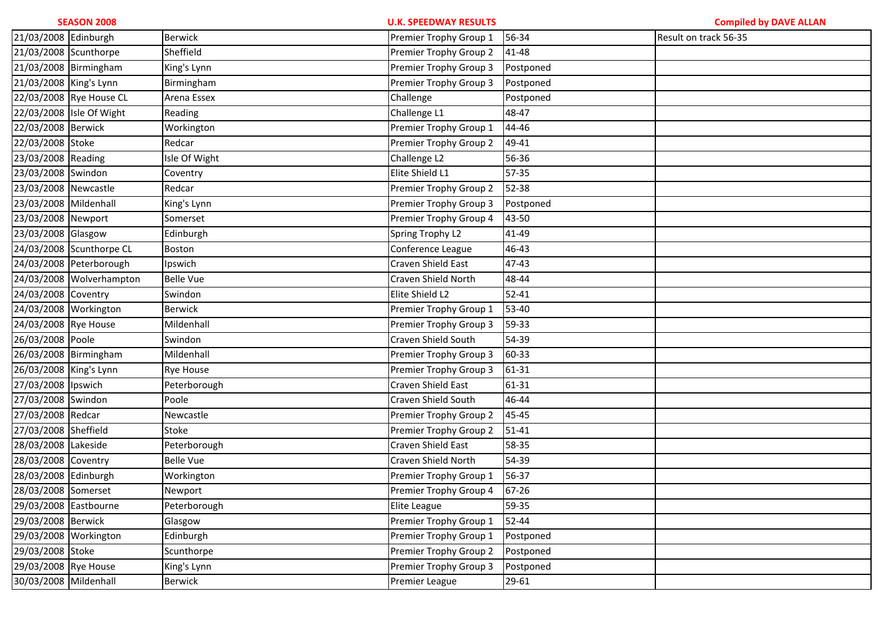| SEASON 2008 | | | U.K. SPEEDWAY RESULTS | | Compiled by DAVE ALLAN |
|---|---|---|---|---|---|
| 21/03/2008 | Edinburgh | Berwick | Premier Trophy Group 1 | 56-34 | Result on track 56-35 |
| 21/03/2008 | Scunthorpe | Sheffield | Premier Trophy Group 2 | 41-48 | |
| 21/03/2008 | Birmingham | King's Lynn | Premier Trophy Group 3 | Postponed | |
| 21/03/2008 | King's Lynn | Birmingham | Premier Trophy Group 3 | Postponed | |
| 22/03/2008 | Rye House CL | Arena Essex | Challenge | Postponed | |
| 22/03/2008 | Isle Of Wight | Reading | Challenge L1 | 48-47 | |
| 22/03/2008 | Berwick | Workington | Premier Trophy Group 1 | 44-46 | |
| 22/03/2008 | Stoke | Redcar | Premier Trophy Group 2 | 49-41 | |
| 23/03/2008 | Reading | Isle Of Wight | Challenge L2 | 56-36 | |
| 23/03/2008 | Swindon | Coventry | Elite Shield L1 | 57-35 | |
| 23/03/2008 | Newcastle | Redcar | Premier Trophy Group 2 | 52-38 | |
| 23/03/2008 | Mildenhall | King's Lynn | Premier Trophy Group 3 | Postponed | |
| 23/03/2008 | Newport | Somerset | Premier Trophy Group 4 | 43-50 | |
| 23/03/2008 | Glasgow | Edinburgh | Spring Trophy L2 | 41-49 | |
| 24/03/2008 | Scunthorpe CL | Boston | Conference League | 46-43 | |
| 24/03/2008 | Peterborough | Ipswich | Craven Shield East | 47-43 | |
| 24/03/2008 | Wolverhampton | Belle Vue | Craven Shield North | 48-44 | |
| 24/03/2008 | Coventry | Swindon | Elite Shield L2 | 52-41 | |
| 24/03/2008 | Workington | Berwick | Premier Trophy Group 1 | 53-40 | |
| 24/03/2008 | Rye House | Mildenhall | Premier Trophy Group 3 | 59-33 | |
| 26/03/2008 | Poole | Swindon | Craven Shield South | 54-39 | |
| 26/03/2008 | Birmingham | Mildenhall | Premier Trophy Group 3 | 60-33 | |
| 26/03/2008 | King's Lynn | Rye House | Premier Trophy Group 3 | 61-31 | |
| 27/03/2008 | Ipswich | Peterborough | Craven Shield East | 61-31 | |
| 27/03/2008 | Swindon | Poole | Craven Shield South | 46-44 | |
| 27/03/2008 | Redcar | Newcastle | Premier Trophy Group 2 | 45-45 | |
| 27/03/2008 | Sheffield | Stoke | Premier Trophy Group 2 | 51-41 | |
| 28/03/2008 | Lakeside | Peterborough | Craven Shield East | 58-35 | |
| 28/03/2008 | Coventry | Belle Vue | Craven Shield North | 54-39 | |
| 28/03/2008 | Edinburgh | Workington | Premier Trophy Group 1 | 56-37 | |
| 28/03/2008 | Somerset | Newport | Premier Trophy Group 4 | 67-26 | |
| 29/03/2008 | Eastbourne | Peterborough | Elite League | 59-35 | |
| 29/03/2008 | Berwick | Glasgow | Premier Trophy Group 1 | 52-44 | |
| 29/03/2008 | Workington | Edinburgh | Premier Trophy Group 1 | Postponed | |
| 29/03/2008 | Stoke | Scunthorpe | Premier Trophy Group 2 | Postponed | |
| 29/03/2008 | Rye House | King's Lynn | Premier Trophy Group 3 | Postponed | |
| 30/03/2008 | Mildenhall | Berwick | Premier League | 29-61 | |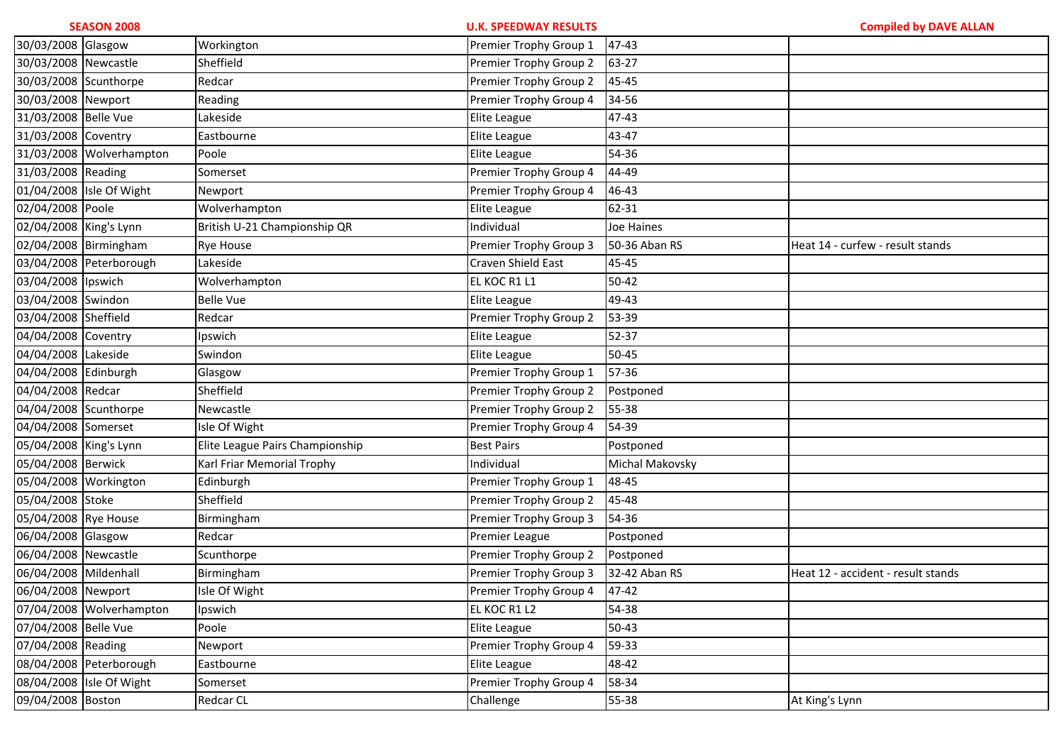**SEASON 2008** | **U.K. SPEEDWAY RESULTS** | **Compiled by DAVE ALLAN**

| | | | | | |
|---|---|---|---|---|---|
| 30/03/2008 | Glasgow | Workington | Premier Trophy Group 1 | 47-43 | |
| 30/03/2008 | Newcastle | Sheffield | Premier Trophy Group 2 | 63-27 | |
| 30/03/2008 | Scunthorpe | Redcar | Premier Trophy Group 2 | 45-45 | |
| 30/03/2008 | Newport | Reading | Premier Trophy Group 4 | 34-56 | |
| 31/03/2008 | Belle Vue | Lakeside | Elite League | 47-43 | |
| 31/03/2008 | Coventry | Eastbourne | Elite League | 43-47 | |
| 31/03/2008 | Wolverhampton | Poole | Elite League | 54-36 | |
| 31/03/2008 | Reading | Somerset | Premier Trophy Group 4 | 44-49 | |
| 01/04/2008 | Isle Of Wight | Newport | Premier Trophy Group 4 | 46-43 | |
| 02/04/2008 | Poole | Wolverhampton | Elite League | 62-31 | |
| 02/04/2008 | King's Lynn | British U-21 Championship QR | Individual | Joe Haines | |
| 02/04/2008 | Birmingham | Rye House | Premier Trophy Group 3 | 50-36 Aban RS | Heat 14 - curfew - result stands |
| 03/04/2008 | Peterborough | Lakeside | Craven Shield East | 45-45 | |
| 03/04/2008 | Ipswich | Wolverhampton | EL KOC R1 L1 | 50-42 | |
| 03/04/2008 | Swindon | Belle Vue | Elite League | 49-43 | |
| 03/04/2008 | Sheffield | Redcar | Premier Trophy Group 2 | 53-39 | |
| 04/04/2008 | Coventry | Ipswich | Elite League | 52-37 | |
| 04/04/2008 | Lakeside | Swindon | Elite League | 50-45 | |
| 04/04/2008 | Edinburgh | Glasgow | Premier Trophy Group 1 | 57-36 | |
| 04/04/2008 | Redcar | Sheffield | Premier Trophy Group 2 | Postponed | |
| 04/04/2008 | Scunthorpe | Newcastle | Premier Trophy Group 2 | 55-38 | |
| 04/04/2008 | Somerset | Isle Of Wight | Premier Trophy Group 4 | 54-39 | |
| 05/04/2008 | King's Lynn | Elite League Pairs Championship | Best Pairs | Postponed | |
| 05/04/2008 | Berwick | Karl Friar Memorial Trophy | Individual | Michal Makovsky | |
| 05/04/2008 | Workington | Edinburgh | Premier Trophy Group 1 | 48-45 | |
| 05/04/2008 | Stoke | Sheffield | Premier Trophy Group 2 | 45-48 | |
| 05/04/2008 | Rye House | Birmingham | Premier Trophy Group 3 | 54-36 | |
| 06/04/2008 | Glasgow | Redcar | Premier League | Postponed | |
| 06/04/2008 | Newcastle | Scunthorpe | Premier Trophy Group 2 | Postponed | |
| 06/04/2008 | Mildenhall | Birmingham | Premier Trophy Group 3 | 32-42 Aban RS | Heat 12 - accident - result stands |
| 06/04/2008 | Newport | Isle Of Wight | Premier Trophy Group 4 | 47-42 | |
| 07/04/2008 | Wolverhampton | Ipswich | EL KOC R1 L2 | 54-38 | |
| 07/04/2008 | Belle Vue | Poole | Elite League | 50-43 | |
| 07/04/2008 | Reading | Newport | Premier Trophy Group 4 | 59-33 | |
| 08/04/2008 | Peterborough | Eastbourne | Elite League | 48-42 | |
| 08/04/2008 | Isle Of Wight | Somerset | Premier Trophy Group 4 | 58-34 | |
| 09/04/2008 | Boston | Redcar CL | Challenge | 55-38 | At King's Lynn |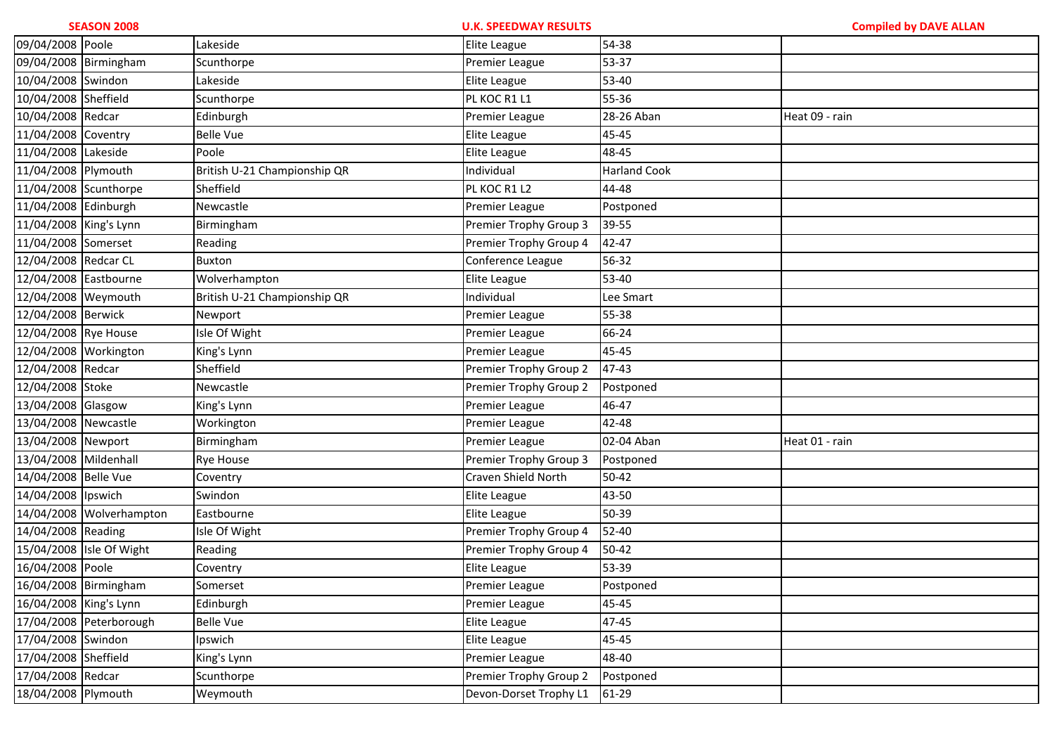| Date | Home | Away | Competition | Result | Notes |
|---|---|---|---|---|---|
| 09/04/2008 | Poole | Lakeside | Elite League | 54-38 | |
| 09/04/2008 | Birmingham | Scunthorpe | Premier League | 53-37 | |
| 10/04/2008 | Swindon | Lakeside | Elite League | 53-40 | |
| 10/04/2008 | Sheffield | Scunthorpe | PL KOC R1 L1 | 55-36 | |
| 10/04/2008 | Redcar | Edinburgh | Premier League | 28-26 Aban | Heat 09 - rain |
| 11/04/2008 | Coventry | Belle Vue | Elite League | 45-45 | |
| 11/04/2008 | Lakeside | Poole | Elite League | 48-45 | |
| 11/04/2008 | Plymouth | British U-21 Championship QR | Individual | Harland Cook | |
| 11/04/2008 | Scunthorpe | Sheffield | PL KOC R1 L2 | 44-48 | |
| 11/04/2008 | Edinburgh | Newcastle | Premier League | Postponed | |
| 11/04/2008 | King's Lynn | Birmingham | Premier Trophy Group 3 | 39-55 | |
| 11/04/2008 | Somerset | Reading | Premier Trophy Group 4 | 42-47 | |
| 12/04/2008 | Redcar CL | Buxton | Conference League | 56-32 | |
| 12/04/2008 | Eastbourne | Wolverhampton | Elite League | 53-40 | |
| 12/04/2008 | Weymouth | British U-21 Championship QR | Individual | Lee Smart | |
| 12/04/2008 | Berwick | Newport | Premier League | 55-38 | |
| 12/04/2008 | Rye House | Isle Of Wight | Premier League | 66-24 | |
| 12/04/2008 | Workington | King's Lynn | Premier League | 45-45 | |
| 12/04/2008 | Redcar | Sheffield | Premier Trophy Group 2 | 47-43 | |
| 12/04/2008 | Stoke | Newcastle | Premier Trophy Group 2 | Postponed | |
| 13/04/2008 | Glasgow | King's Lynn | Premier League | 46-47 | |
| 13/04/2008 | Newcastle | Workington | Premier League | 42-48 | |
| 13/04/2008 | Newport | Birmingham | Premier League | 02-04 Aban | Heat 01 - rain |
| 13/04/2008 | Mildenhall | Rye House | Premier Trophy Group 3 | Postponed | |
| 14/04/2008 | Belle Vue | Coventry | Craven Shield North | 50-42 | |
| 14/04/2008 | Ipswich | Swindon | Elite League | 43-50 | |
| 14/04/2008 | Wolverhampton | Eastbourne | Elite League | 50-39 | |
| 14/04/2008 | Reading | Isle Of Wight | Premier Trophy Group 4 | 52-40 | |
| 15/04/2008 | Isle Of Wight | Reading | Premier Trophy Group 4 | 50-42 | |
| 16/04/2008 | Poole | Coventry | Elite League | 53-39 | |
| 16/04/2008 | Birmingham | Somerset | Premier League | Postponed | |
| 16/04/2008 | King's Lynn | Edinburgh | Premier League | 45-45 | |
| 17/04/2008 | Peterborough | Belle Vue | Elite League | 47-45 | |
| 17/04/2008 | Swindon | Ipswich | Elite League | 45-45 | |
| 17/04/2008 | Sheffield | King's Lynn | Premier League | 48-40 | |
| 17/04/2008 | Redcar | Scunthorpe | Premier Trophy Group 2 | Postponed | |
| 18/04/2008 | Plymouth | Weymouth | Devon-Dorset Trophy L1 | 61-29 | |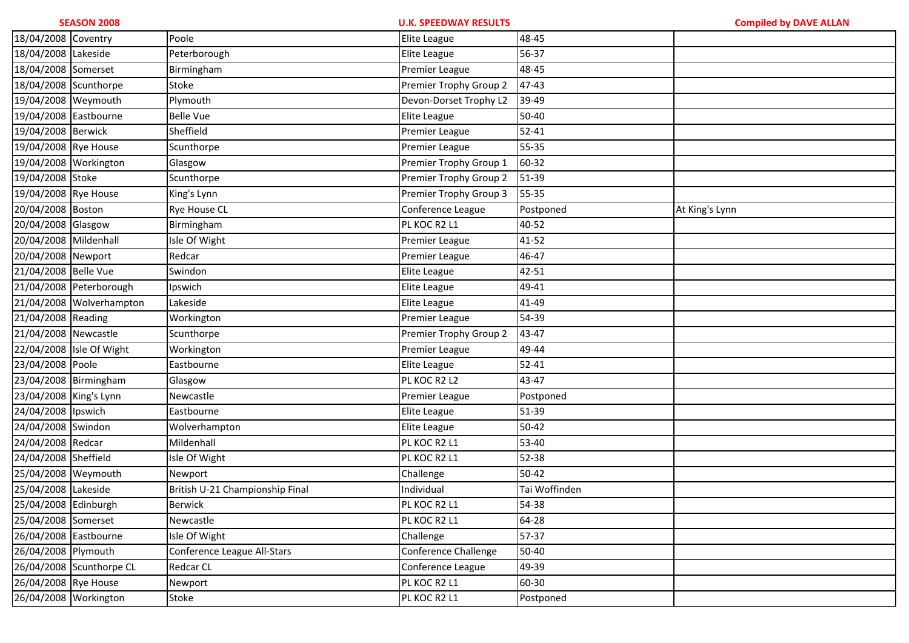| 18/04/2008 | Coventry | Poole | Elite League | 48-45 | |
|---|---|---|---|---|---|
| 18/04/2008 | Lakeside | Peterborough | Elite League | 56-37 | |
| 18/04/2008 | Somerset | Birmingham | Premier League | 48-45 | |
| 18/04/2008 | Scunthorpe | Stoke | Premier Trophy Group 2 | 47-43 | |
| 19/04/2008 | Weymouth | Plymouth | Devon-Dorset Trophy L2 | 39-49 | |
| 19/04/2008 | Eastbourne | Belle Vue | Elite League | 50-40 | |
| 19/04/2008 | Berwick | Sheffield | Premier League | 52-41 | |
| 19/04/2008 | Rye House | Scunthorpe | Premier League | 55-35 | |
| 19/04/2008 | Workington | Glasgow | Premier Trophy Group 1 | 60-32 | |
| 19/04/2008 | Stoke | Scunthorpe | Premier Trophy Group 2 | 51-39 | |
| 19/04/2008 | Rye House | King's Lynn | Premier Trophy Group 3 | 55-35 | |
| 20/04/2008 | Boston | Rye House CL | Conference League | Postponed | At King's Lynn |
| 20/04/2008 | Glasgow | Birmingham | PL KOC R2 L1 | 40-52 | |
| 20/04/2008 | Mildenhall | Isle Of Wight | Premier League | 41-52 | |
| 20/04/2008 | Newport | Redcar | Premier League | 46-47 | |
| 21/04/2008 | Belle Vue | Swindon | Elite League | 42-51 | |
| 21/04/2008 | Peterborough | Ipswich | Elite League | 49-41 | |
| 21/04/2008 | Wolverhampton | Lakeside | Elite League | 41-49 | |
| 21/04/2008 | Reading | Workington | Premier League | 54-39 | |
| 21/04/2008 | Newcastle | Scunthorpe | Premier Trophy Group 2 | 43-47 | |
| 22/04/2008 | Isle Of Wight | Workington | Premier League | 49-44 | |
| 23/04/2008 | Poole | Eastbourne | Elite League | 52-41 | |
| 23/04/2008 | Birmingham | Glasgow | PL KOC R2 L2 | 43-47 | |
| 23/04/2008 | King's Lynn | Newcastle | Premier League | Postponed | |
| 24/04/2008 | Ipswich | Eastbourne | Elite League | 51-39 | |
| 24/04/2008 | Swindon | Wolverhampton | Elite League | 50-42 | |
| 24/04/2008 | Redcar | Mildenhall | PL KOC R2 L1 | 53-40 | |
| 24/04/2008 | Sheffield | Isle Of Wight | PL KOC R2 L1 | 52-38 | |
| 25/04/2008 | Weymouth | Newport | Challenge | 50-42 | |
| 25/04/2008 | Lakeside | British U-21 Championship Final | Individual | Tai Woffinden | |
| 25/04/2008 | Edinburgh | Berwick | PL KOC R2 L1 | 54-38 | |
| 25/04/2008 | Somerset | Newcastle | PL KOC R2 L1 | 64-28 | |
| 26/04/2008 | Eastbourne | Isle Of Wight | Challenge | 57-37 | |
| 26/04/2008 | Plymouth | Conference League All-Stars | Conference Challenge | 50-40 | |
| 26/04/2008 | Scunthorpe CL | Redcar CL | Conference League | 49-39 | |
| 26/04/2008 | Rye House | Newport | PL KOC R2 L1 | 60-30 | |
| 26/04/2008 | Workington | Stoke | PL KOC R2 L1 | Postponed | |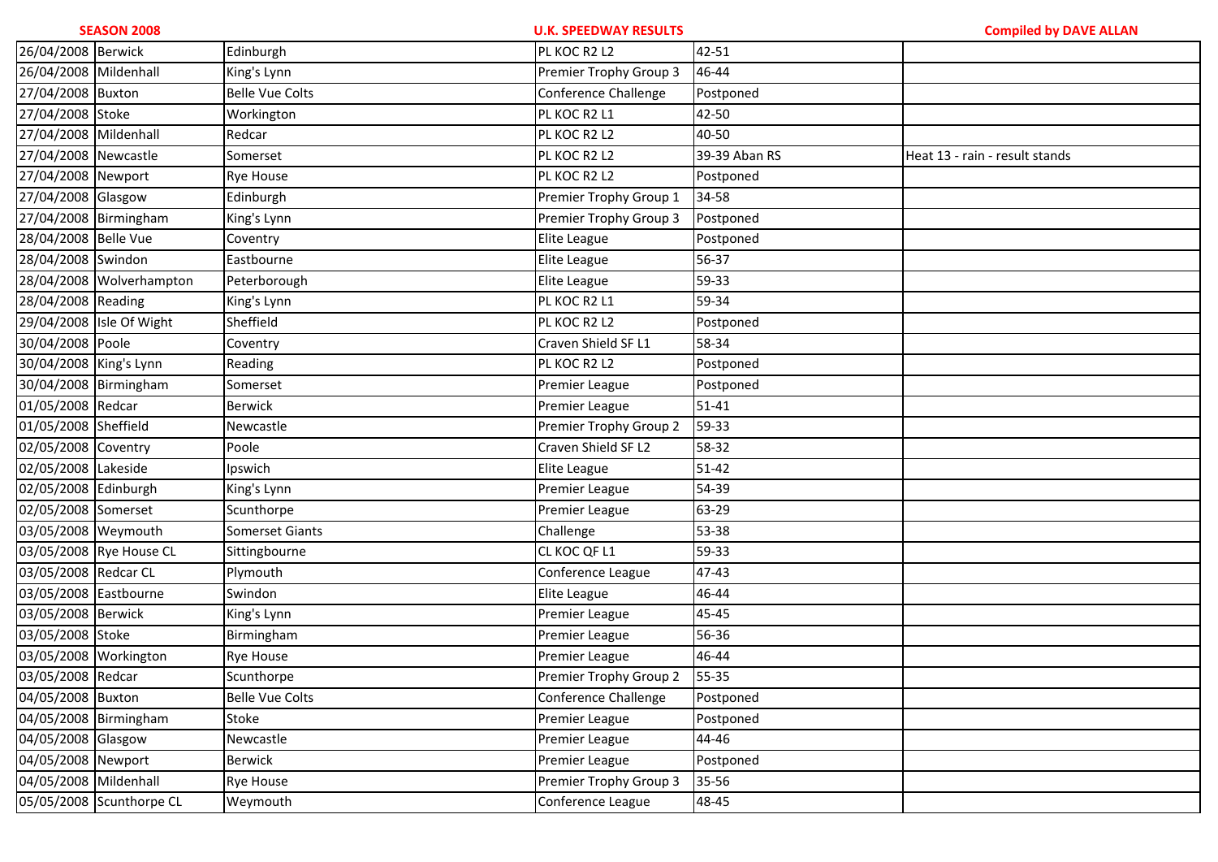| | | | | | |
|---|---|---|---|---|---|
| 26/04/2008 | Berwick | Edinburgh | PL KOC R2 L2 | 42-51 | |
| 26/04/2008 | Mildenhall | King's Lynn | Premier Trophy Group 3 | 46-44 | |
| 27/04/2008 | Buxton | Belle Vue Colts | Conference Challenge | Postponed | |
| 27/04/2008 | Stoke | Workington | PL KOC R2 L1 | 42-50 | |
| 27/04/2008 | Mildenhall | Redcar | PL KOC R2 L2 | 40-50 | |
| 27/04/2008 | Newcastle | Somerset | PL KOC R2 L2 | 39-39 Aban RS | Heat 13 - rain - result stands |
| 27/04/2008 | Newport | Rye House | PL KOC R2 L2 | Postponed | |
| 27/04/2008 | Glasgow | Edinburgh | Premier Trophy Group 1 | 34-58 | |
| 27/04/2008 | Birmingham | King's Lynn | Premier Trophy Group 3 | Postponed | |
| 28/04/2008 | Belle Vue | Coventry | Elite League | Postponed | |
| 28/04/2008 | Swindon | Eastbourne | Elite League | 56-37 | |
| 28/04/2008 | Wolverhampton | Peterborough | Elite League | 59-33 | |
| 28/04/2008 | Reading | King's Lynn | PL KOC R2 L1 | 59-34 | |
| 29/04/2008 | Isle Of Wight | Sheffield | PL KOC R2 L2 | Postponed | |
| 30/04/2008 | Poole | Coventry | Craven Shield SF L1 | 58-34 | |
| 30/04/2008 | King's Lynn | Reading | PL KOC R2 L2 | Postponed | |
| 30/04/2008 | Birmingham | Somerset | Premier League | Postponed | |
| 01/05/2008 | Redcar | Berwick | Premier League | 51-41 | |
| 01/05/2008 | Sheffield | Newcastle | Premier Trophy Group 2 | 59-33 | |
| 02/05/2008 | Coventry | Poole | Craven Shield SF L2 | 58-32 | |
| 02/05/2008 | Lakeside | Ipswich | Elite League | 51-42 | |
| 02/05/2008 | Edinburgh | King's Lynn | Premier League | 54-39 | |
| 02/05/2008 | Somerset | Scunthorpe | Premier League | 63-29 | |
| 03/05/2008 | Weymouth | Somerset Giants | Challenge | 53-38 | |
| 03/05/2008 | Rye House CL | Sittingbourne | CL KOC QF L1 | 59-33 | |
| 03/05/2008 | Redcar CL | Plymouth | Conference League | 47-43 | |
| 03/05/2008 | Eastbourne | Swindon | Elite League | 46-44 | |
| 03/05/2008 | Berwick | King's Lynn | Premier League | 45-45 | |
| 03/05/2008 | Stoke | Birmingham | Premier League | 56-36 | |
| 03/05/2008 | Workington | Rye House | Premier League | 46-44 | |
| 03/05/2008 | Redcar | Scunthorpe | Premier Trophy Group 2 | 55-35 | |
| 04/05/2008 | Buxton | Belle Vue Colts | Conference Challenge | Postponed | |
| 04/05/2008 | Birmingham | Stoke | Premier League | Postponed | |
| 04/05/2008 | Glasgow | Newcastle | Premier League | 44-46 | |
| 04/05/2008 | Newport | Berwick | Premier League | Postponed | |
| 04/05/2008 | Mildenhall | Rye House | Premier Trophy Group 3 | 35-56 | |
| 05/05/2008 | Scunthorpe CL | Weymouth | Conference League | 48-45 | |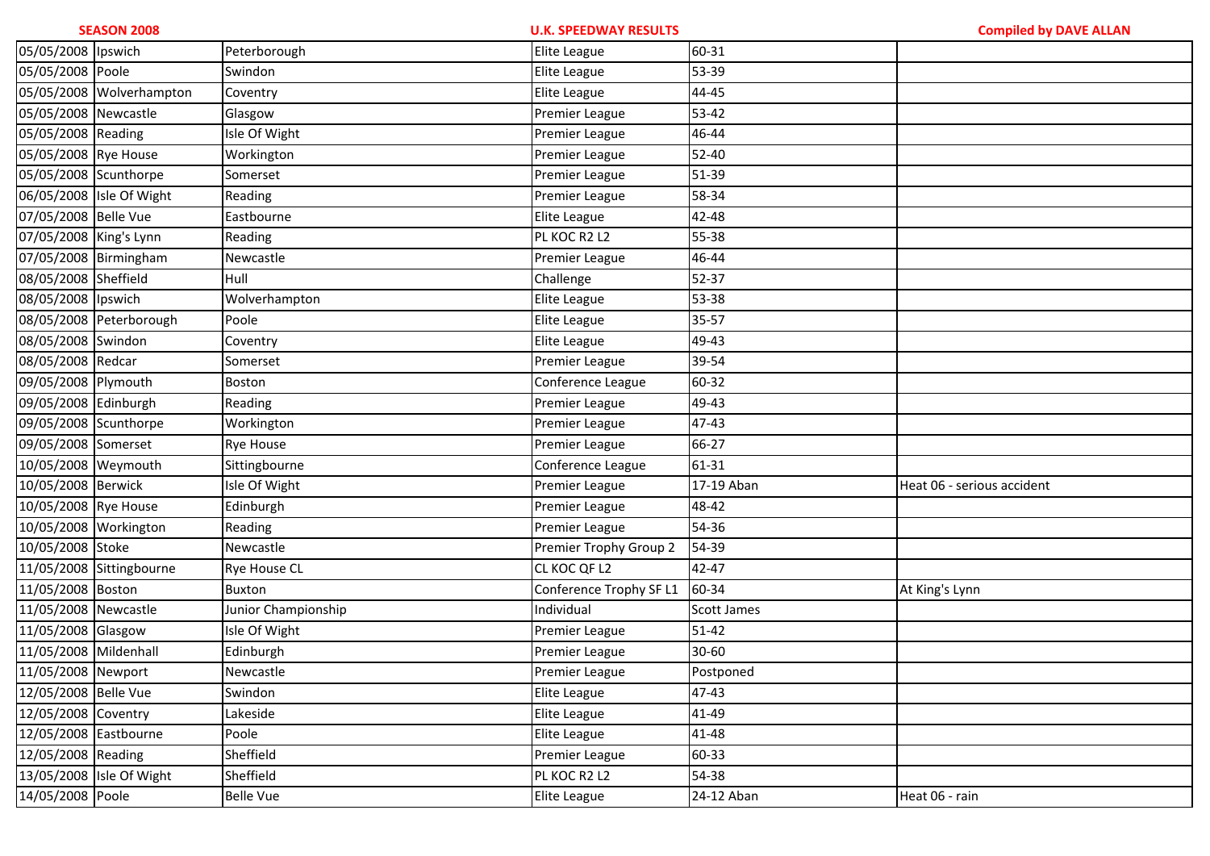SEASON 2008 U.K. SPEEDWAY RESULTS Compiled by DAVE ALLAN

| | | | | | |
|---|---|---|---|---|---|
| 05/05/2008 | Ipswich | Peterborough | Elite League | 60-31 | |
| 05/05/2008 | Poole | Swindon | Elite League | 53-39 | |
| 05/05/2008 | Wolverhampton | Coventry | Elite League | 44-45 | |
| 05/05/2008 | Newcastle | Glasgow | Premier League | 53-42 | |
| 05/05/2008 | Reading | Isle Of Wight | Premier League | 46-44 | |
| 05/05/2008 | Rye House | Workington | Premier League | 52-40 | |
| 05/05/2008 | Scunthorpe | Somerset | Premier League | 51-39 | |
| 06/05/2008 | Isle Of Wight | Reading | Premier League | 58-34 | |
| 07/05/2008 | Belle Vue | Eastbourne | Elite League | 42-48 | |
| 07/05/2008 | King's Lynn | Reading | PL KOC R2 L2 | 55-38 | |
| 07/05/2008 | Birmingham | Newcastle | Premier League | 46-44 | |
| 08/05/2008 | Sheffield | Hull | Challenge | 52-37 | |
| 08/05/2008 | Ipswich | Wolverhampton | Elite League | 53-38 | |
| 08/05/2008 | Peterborough | Poole | Elite League | 35-57 | |
| 08/05/2008 | Swindon | Coventry | Elite League | 49-43 | |
| 08/05/2008 | Redcar | Somerset | Premier League | 39-54 | |
| 09/05/2008 | Plymouth | Boston | Conference League | 60-32 | |
| 09/05/2008 | Edinburgh | Reading | Premier League | 49-43 | |
| 09/05/2008 | Scunthorpe | Workington | Premier League | 47-43 | |
| 09/05/2008 | Somerset | Rye House | Premier League | 66-27 | |
| 10/05/2008 | Weymouth | Sittingbourne | Conference League | 61-31 | |
| 10/05/2008 | Berwick | Isle Of Wight | Premier League | 17-19 Aban | Heat 06 - serious accident |
| 10/05/2008 | Rye House | Edinburgh | Premier League | 48-42 | |
| 10/05/2008 | Workington | Reading | Premier League | 54-36 | |
| 10/05/2008 | Stoke | Newcastle | Premier Trophy Group 2 | 54-39 | |
| 11/05/2008 | Sittingbourne | Rye House CL | CL KOC QF L2 | 42-47 | |
| 11/05/2008 | Boston | Buxton | Conference Trophy SF L1 | 60-34 | At King's Lynn |
| 11/05/2008 | Newcastle | Junior Championship | Individual | Scott James | |
| 11/05/2008 | Glasgow | Isle Of Wight | Premier League | 51-42 | |
| 11/05/2008 | Mildenhall | Edinburgh | Premier League | 30-60 | |
| 11/05/2008 | Newport | Newcastle | Premier League | Postponed | |
| 12/05/2008 | Belle Vue | Swindon | Elite League | 47-43 | |
| 12/05/2008 | Coventry | Lakeside | Elite League | 41-49 | |
| 12/05/2008 | Eastbourne | Poole | Elite League | 41-48 | |
| 12/05/2008 | Reading | Sheffield | Premier League | 60-33 | |
| 13/05/2008 | Isle Of Wight | Sheffield | PL KOC R2 L2 | 54-38 | |
| 14/05/2008 | Poole | Belle Vue | Elite League | 24-12 Aban | Heat 06 - rain |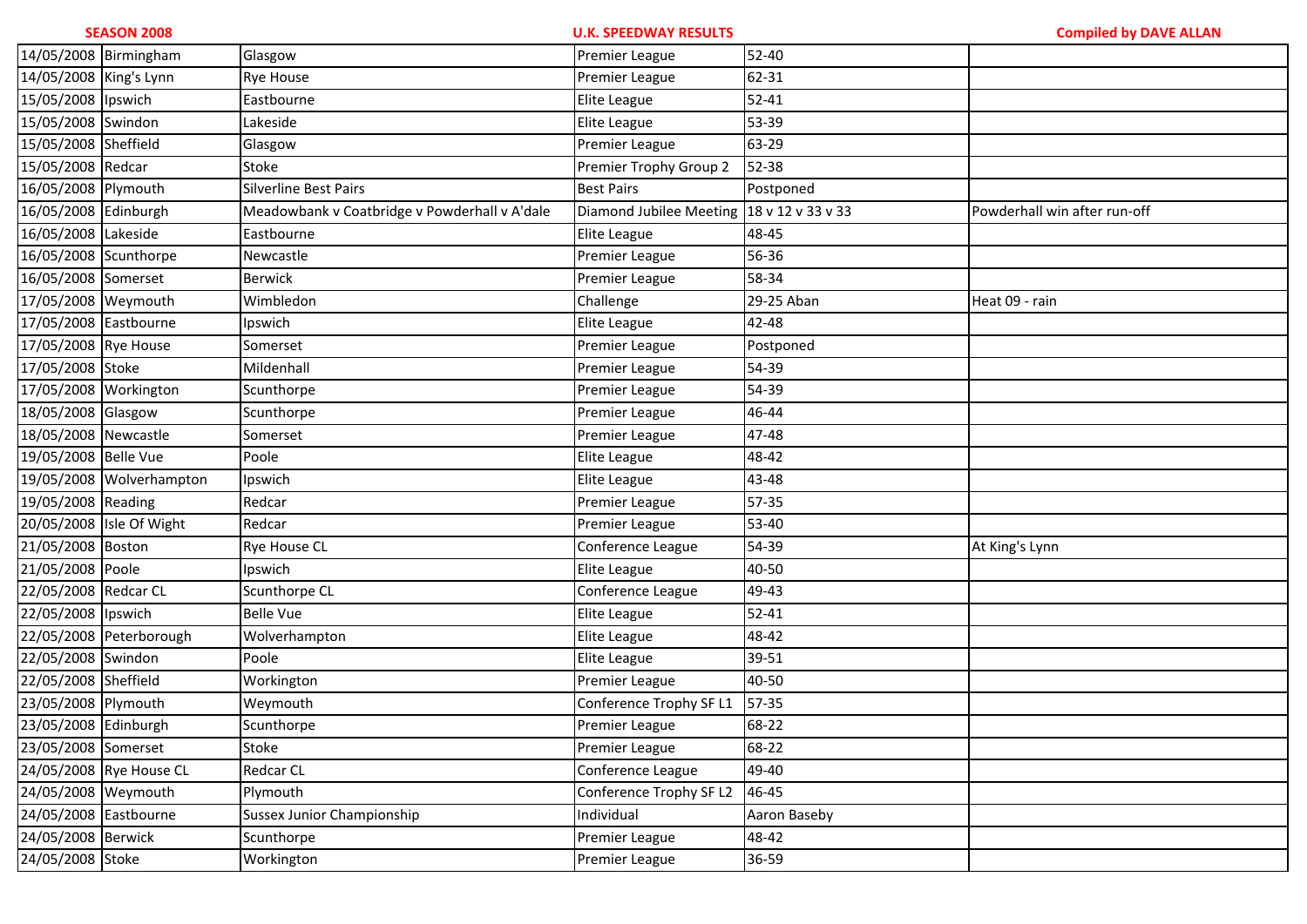| SEASON 2008 | | | U.K. SPEEDWAY RESULTS | | Compiled by DAVE ALLAN |
|---|---|---|---|---|---|
| 14/05/2008 | Birmingham | Glasgow | Premier League | 52-40 | |
| 14/05/2008 | King's Lynn | Rye House | Premier League | 62-31 | |
| 15/05/2008 | Ipswich | Eastbourne | Elite League | 52-41 | |
| 15/05/2008 | Swindon | Lakeside | Elite League | 53-39 | |
| 15/05/2008 | Sheffield | Glasgow | Premier League | 63-29 | |
| 15/05/2008 | Redcar | Stoke | Premier Trophy Group 2 | 52-38 | |
| 16/05/2008 | Plymouth | Silverline Best Pairs | Best Pairs | Postponed | |
| 16/05/2008 | Edinburgh | Meadowbank v Coatbridge v Powderhall v A'dale | Diamond Jubilee Meeting | 18 v 12 v 33 v 33 | Powderhall win after run-off |
| 16/05/2008 | Lakeside | Eastbourne | Elite League | 48-45 | |
| 16/05/2008 | Scunthorpe | Newcastle | Premier League | 56-36 | |
| 16/05/2008 | Somerset | Berwick | Premier League | 58-34 | |
| 17/05/2008 | Weymouth | Wimbledon | Challenge | 29-25 Aban | Heat 09 - rain |
| 17/05/2008 | Eastbourne | Ipswich | Elite League | 42-48 | |
| 17/05/2008 | Rye House | Somerset | Premier League | Postponed | |
| 17/05/2008 | Stoke | Mildenhall | Premier League | 54-39 | |
| 17/05/2008 | Workington | Scunthorpe | Premier League | 54-39 | |
| 18/05/2008 | Glasgow | Scunthorpe | Premier League | 46-44 | |
| 18/05/2008 | Newcastle | Somerset | Premier League | 47-48 | |
| 19/05/2008 | Belle Vue | Poole | Elite League | 48-42 | |
| 19/05/2008 | Wolverhampton | Ipswich | Elite League | 43-48 | |
| 19/05/2008 | Reading | Redcar | Premier League | 57-35 | |
| 20/05/2008 | Isle Of Wight | Redcar | Premier League | 53-40 | |
| 21/05/2008 | Boston | Rye House CL | Conference League | 54-39 | At King's Lynn |
| 21/05/2008 | Poole | Ipswich | Elite League | 40-50 | |
| 22/05/2008 | Redcar CL | Scunthorpe CL | Conference League | 49-43 | |
| 22/05/2008 | Ipswich | Belle Vue | Elite League | 52-41 | |
| 22/05/2008 | Peterborough | Wolverhampton | Elite League | 48-42 | |
| 22/05/2008 | Swindon | Poole | Elite League | 39-51 | |
| 22/05/2008 | Sheffield | Workington | Premier League | 40-50 | |
| 23/05/2008 | Plymouth | Weymouth | Conference Trophy SF L1 | 57-35 | |
| 23/05/2008 | Edinburgh | Scunthorpe | Premier League | 68-22 | |
| 23/05/2008 | Somerset | Stoke | Premier League | 68-22 | |
| 24/05/2008 | Rye House CL | Redcar CL | Conference League | 49-40 | |
| 24/05/2008 | Weymouth | Plymouth | Conference Trophy SF L2 | 46-45 | |
| 24/05/2008 | Eastbourne | Sussex Junior Championship | Individual | Aaron Baseby | |
| 24/05/2008 | Berwick | Scunthorpe | Premier League | 48-42 | |
| 24/05/2008 | Stoke | Workington | Premier League | 36-59 | |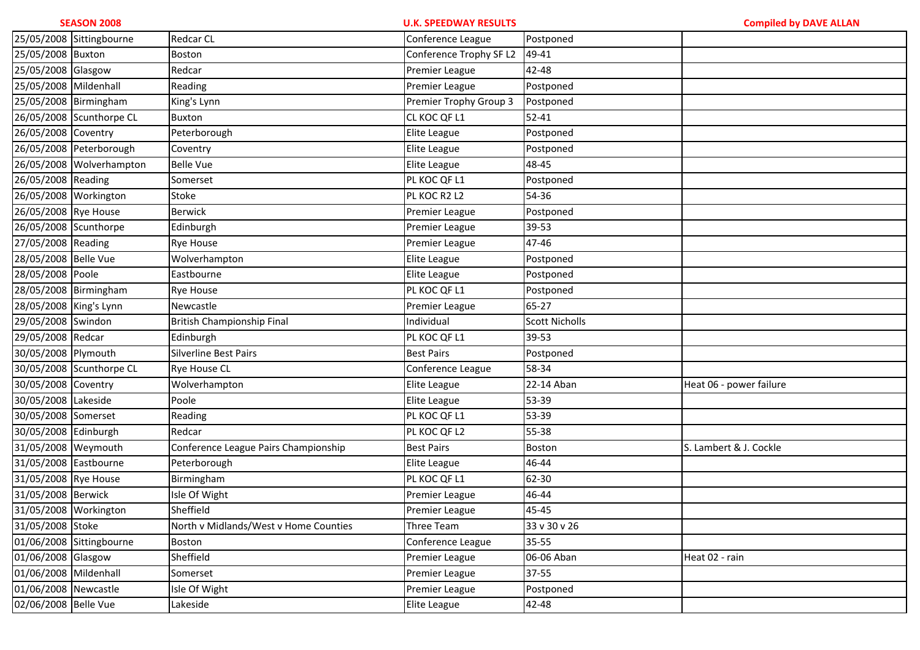**SEASON 2008** **U.K. SPEEDWAY RESULTS** **Compiled by DAVE ALLAN**

| | | | | | |
|---|---|---|---|---|---|
| 25/05/2008 | Sittingbourne | Redcar CL | Conference League | Postponed | |
| 25/05/2008 | Buxton | Boston | Conference Trophy SF L2 | 49-41 | |
| 25/05/2008 | Glasgow | Redcar | Premier League | 42-48 | |
| 25/05/2008 | Mildenhall | Reading | Premier League | Postponed | |
| 25/05/2008 | Birmingham | King's Lynn | Premier Trophy Group 3 | Postponed | |
| 26/05/2008 | Scunthorpe CL | Buxton | CL KOC QF L1 | 52-41 | |
| 26/05/2008 | Coventry | Peterborough | Elite League | Postponed | |
| 26/05/2008 | Peterborough | Coventry | Elite League | Postponed | |
| 26/05/2008 | Wolverhampton | Belle Vue | Elite League | 48-45 | |
| 26/05/2008 | Reading | Somerset | PL KOC QF L1 | Postponed | |
| 26/05/2008 | Workington | Stoke | PL KOC R2 L2 | 54-36 | |
| 26/05/2008 | Rye House | Berwick | Premier League | Postponed | |
| 26/05/2008 | Scunthorpe | Edinburgh | Premier League | 39-53 | |
| 27/05/2008 | Reading | Rye House | Premier League | 47-46 | |
| 28/05/2008 | Belle Vue | Wolverhampton | Elite League | Postponed | |
| 28/05/2008 | Poole | Eastbourne | Elite League | Postponed | |
| 28/05/2008 | Birmingham | Rye House | PL KOC QF L1 | Postponed | |
| 28/05/2008 | King's Lynn | Newcastle | Premier League | 65-27 | |
| 29/05/2008 | Swindon | British Championship Final | Individual | Scott Nicholls | |
| 29/05/2008 | Redcar | Edinburgh | PL KOC QF L1 | 39-53 | |
| 30/05/2008 | Plymouth | Silverline Best Pairs | Best Pairs | Postponed | |
| 30/05/2008 | Scunthorpe CL | Rye House CL | Conference League | 58-34 | |
| 30/05/2008 | Coventry | Wolverhampton | Elite League | 22-14 Aban | Heat 06 - power failure |
| 30/05/2008 | Lakeside | Poole | Elite League | 53-39 | |
| 30/05/2008 | Somerset | Reading | PL KOC QF L1 | 53-39 | |
| 30/05/2008 | Edinburgh | Redcar | PL KOC QF L2 | 55-38 | |
| 31/05/2008 | Weymouth | Conference League Pairs Championship | Best Pairs | Boston | S. Lambert & J. Cockle |
| 31/05/2008 | Eastbourne | Peterborough | Elite League | 46-44 | |
| 31/05/2008 | Rye House | Birmingham | PL KOC QF L1 | 62-30 | |
| 31/05/2008 | Berwick | Isle Of Wight | Premier League | 46-44 | |
| 31/05/2008 | Workington | Sheffield | Premier League | 45-45 | |
| 31/05/2008 | Stoke | North v Midlands/West v Home Counties | Three Team | 33 v 30 v 26 | |
| 01/06/2008 | Sittingbourne | Boston | Conference League | 35-55 | |
| 01/06/2008 | Glasgow | Sheffield | Premier League | 06-06 Aban | Heat 02 - rain |
| 01/06/2008 | Mildenhall | Somerset | Premier League | 37-55 | |
| 01/06/2008 | Newcastle | Isle Of Wight | Premier League | Postponed | |
| 02/06/2008 | Belle Vue | Lakeside | Elite League | 42-48 | |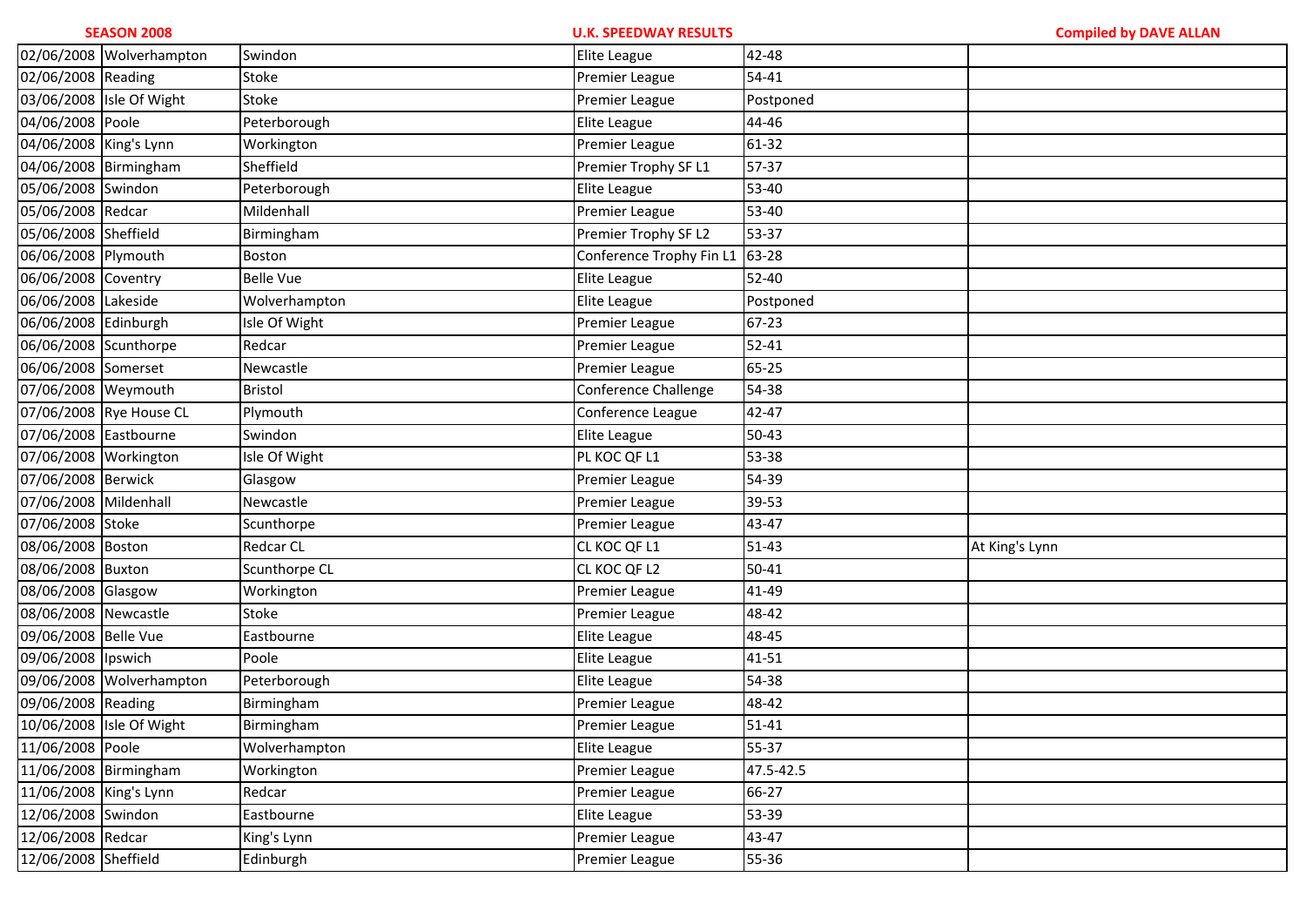| SEASON 2008 | | | U.K. SPEEDWAY RESULTS | | Compiled by DAVE ALLAN |
|---|---|---|---|---|---|
| 02/06/2008 | Wolverhampton | Swindon | Elite League | 42-48 | |
| 02/06/2008 | Reading | Stoke | Premier League | 54-41 | |
| 03/06/2008 | Isle Of Wight | Stoke | Premier League | Postponed | |
| 04/06/2008 | Poole | Peterborough | Elite League | 44-46 | |
| 04/06/2008 | King's Lynn | Workington | Premier League | 61-32 | |
| 04/06/2008 | Birmingham | Sheffield | Premier Trophy SF L1 | 57-37 | |
| 05/06/2008 | Swindon | Peterborough | Elite League | 53-40 | |
| 05/06/2008 | Redcar | Mildenhall | Premier League | 53-40 | |
| 05/06/2008 | Sheffield | Birmingham | Premier Trophy SF L2 | 53-37 | |
| 06/06/2008 | Plymouth | Boston | Conference Trophy Fin L1 | 63-28 | |
| 06/06/2008 | Coventry | Belle Vue | Elite League | 52-40 | |
| 06/06/2008 | Lakeside | Wolverhampton | Elite League | Postponed | |
| 06/06/2008 | Edinburgh | Isle Of Wight | Premier League | 67-23 | |
| 06/06/2008 | Scunthorpe | Redcar | Premier League | 52-41 | |
| 06/06/2008 | Somerset | Newcastle | Premier League | 65-25 | |
| 07/06/2008 | Weymouth | Bristol | Conference Challenge | 54-38 | |
| 07/06/2008 | Rye House CL | Plymouth | Conference League | 42-47 | |
| 07/06/2008 | Eastbourne | Swindon | Elite League | 50-43 | |
| 07/06/2008 | Workington | Isle Of Wight | PL KOC QF L1 | 53-38 | |
| 07/06/2008 | Berwick | Glasgow | Premier League | 54-39 | |
| 07/06/2008 | Mildenhall | Newcastle | Premier League | 39-53 | |
| 07/06/2008 | Stoke | Scunthorpe | Premier League | 43-47 | |
| 08/06/2008 | Boston | Redcar CL | CL KOC QF L1 | 51-43 | At King's Lynn |
| 08/06/2008 | Buxton | Scunthorpe CL | CL KOC QF L2 | 50-41 | |
| 08/06/2008 | Glasgow | Workington | Premier League | 41-49 | |
| 08/06/2008 | Newcastle | Stoke | Premier League | 48-42 | |
| 09/06/2008 | Belle Vue | Eastbourne | Elite League | 48-45 | |
| 09/06/2008 | Ipswich | Poole | Elite League | 41-51 | |
| 09/06/2008 | Wolverhampton | Peterborough | Elite League | 54-38 | |
| 09/06/2008 | Reading | Birmingham | Premier League | 48-42 | |
| 10/06/2008 | Isle Of Wight | Birmingham | Premier League | 51-41 | |
| 11/06/2008 | Poole | Wolverhampton | Elite League | 55-37 | |
| 11/06/2008 | Birmingham | Workington | Premier League | 47.5-42.5 | |
| 11/06/2008 | King's Lynn | Redcar | Premier League | 66-27 | |
| 12/06/2008 | Swindon | Eastbourne | Elite League | 53-39 | |
| 12/06/2008 | Redcar | King's Lynn | Premier League | 43-47 | |
| 12/06/2008 | Sheffield | Edinburgh | Premier League | 55-36 | |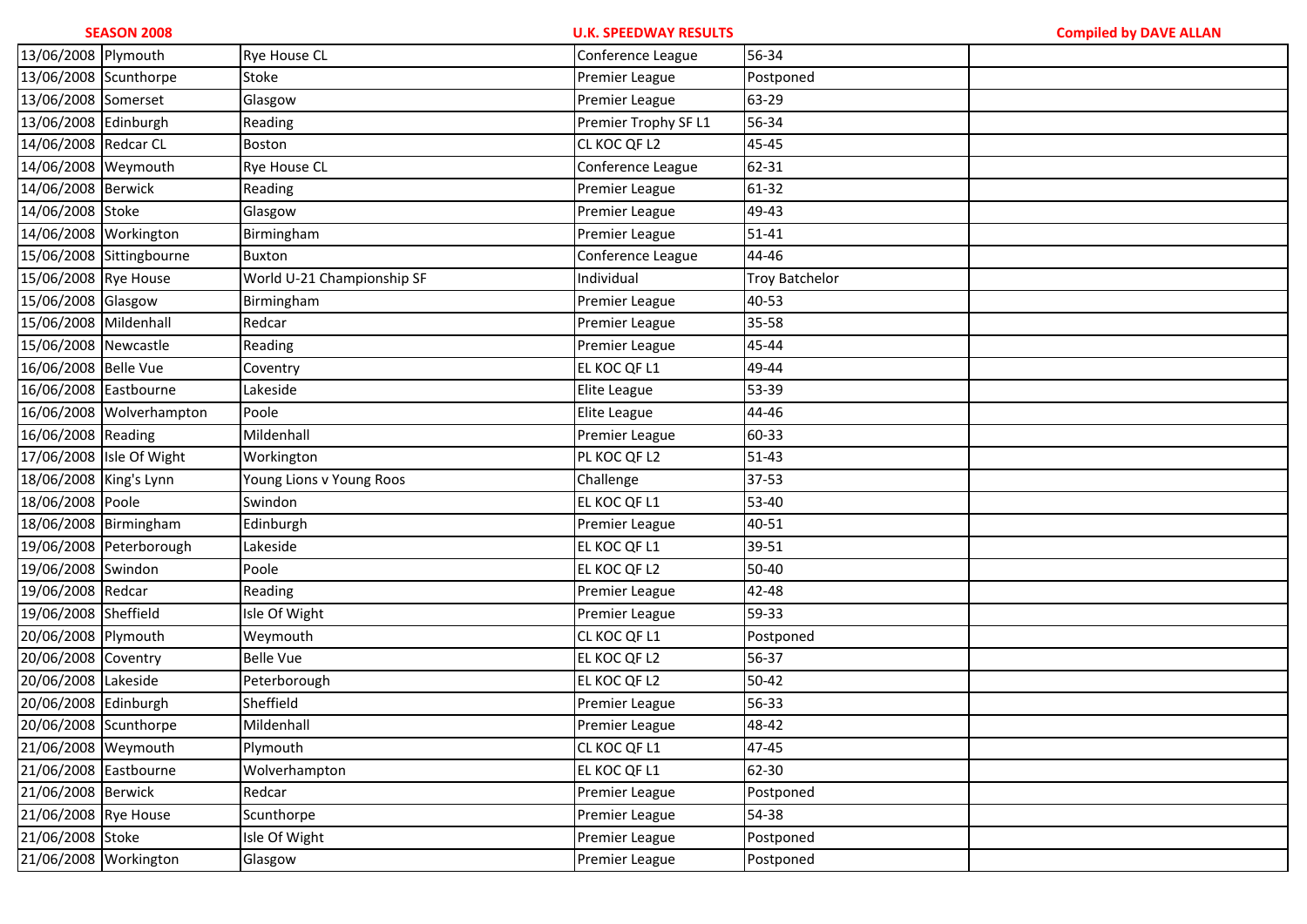**SEASON 2008** **U.K. SPEEDWAY RESULTS** **Compiled by DAVE ALLAN**

| | | | | | |
|---|---|---|---|---|---|
| 13/06/2008 | Plymouth | Rye House CL | Conference League | 56-34 | |
| 13/06/2008 | Scunthorpe | Stoke | Premier League | Postponed | |
| 13/06/2008 | Somerset | Glasgow | Premier League | 63-29 | |
| 13/06/2008 | Edinburgh | Reading | Premier Trophy SF L1 | 56-34 | |
| 14/06/2008 | Redcar CL | Boston | CL KOC QF L2 | 45-45 | |
| 14/06/2008 | Weymouth | Rye House CL | Conference League | 62-31 | |
| 14/06/2008 | Berwick | Reading | Premier League | 61-32 | |
| 14/06/2008 | Stoke | Glasgow | Premier League | 49-43 | |
| 14/06/2008 | Workington | Birmingham | Premier League | 51-41 | |
| 15/06/2008 | Sittingbourne | Buxton | Conference League | 44-46 | |
| 15/06/2008 | Rye House | World U-21 Championship SF | Individual | Troy Batchelor | |
| 15/06/2008 | Glasgow | Birmingham | Premier League | 40-53 | |
| 15/06/2008 | Mildenhall | Redcar | Premier League | 35-58 | |
| 15/06/2008 | Newcastle | Reading | Premier League | 45-44 | |
| 16/06/2008 | Belle Vue | Coventry | EL KOC QF L1 | 49-44 | |
| 16/06/2008 | Eastbourne | Lakeside | Elite League | 53-39 | |
| 16/06/2008 | Wolverhampton | Poole | Elite League | 44-46 | |
| 16/06/2008 | Reading | Mildenhall | Premier League | 60-33 | |
| 17/06/2008 | Isle Of Wight | Workington | PL KOC QF L2 | 51-43 | |
| 18/06/2008 | King's Lynn | Young Lions v Young Roos | Challenge | 37-53 | |
| 18/06/2008 | Poole | Swindon | EL KOC QF L1 | 53-40 | |
| 18/06/2008 | Birmingham | Edinburgh | Premier League | 40-51 | |
| 19/06/2008 | Peterborough | Lakeside | EL KOC QF L1 | 39-51 | |
| 19/06/2008 | Swindon | Poole | EL KOC QF L2 | 50-40 | |
| 19/06/2008 | Redcar | Reading | Premier League | 42-48 | |
| 19/06/2008 | Sheffield | Isle Of Wight | Premier League | 59-33 | |
| 20/06/2008 | Plymouth | Weymouth | CL KOC QF L1 | Postponed | |
| 20/06/2008 | Coventry | Belle Vue | EL KOC QF L2 | 56-37 | |
| 20/06/2008 | Lakeside | Peterborough | EL KOC QF L2 | 50-42 | |
| 20/06/2008 | Edinburgh | Sheffield | Premier League | 56-33 | |
| 20/06/2008 | Scunthorpe | Mildenhall | Premier League | 48-42 | |
| 21/06/2008 | Weymouth | Plymouth | CL KOC QF L1 | 47-45 | |
| 21/06/2008 | Eastbourne | Wolverhampton | EL KOC QF L1 | 62-30 | |
| 21/06/2008 | Berwick | Redcar | Premier League | Postponed | |
| 21/06/2008 | Rye House | Scunthorpe | Premier League | 54-38 | |
| 21/06/2008 | Stoke | Isle Of Wight | Premier League | Postponed | |
| 21/06/2008 | Workington | Glasgow | Premier League | Postponed | |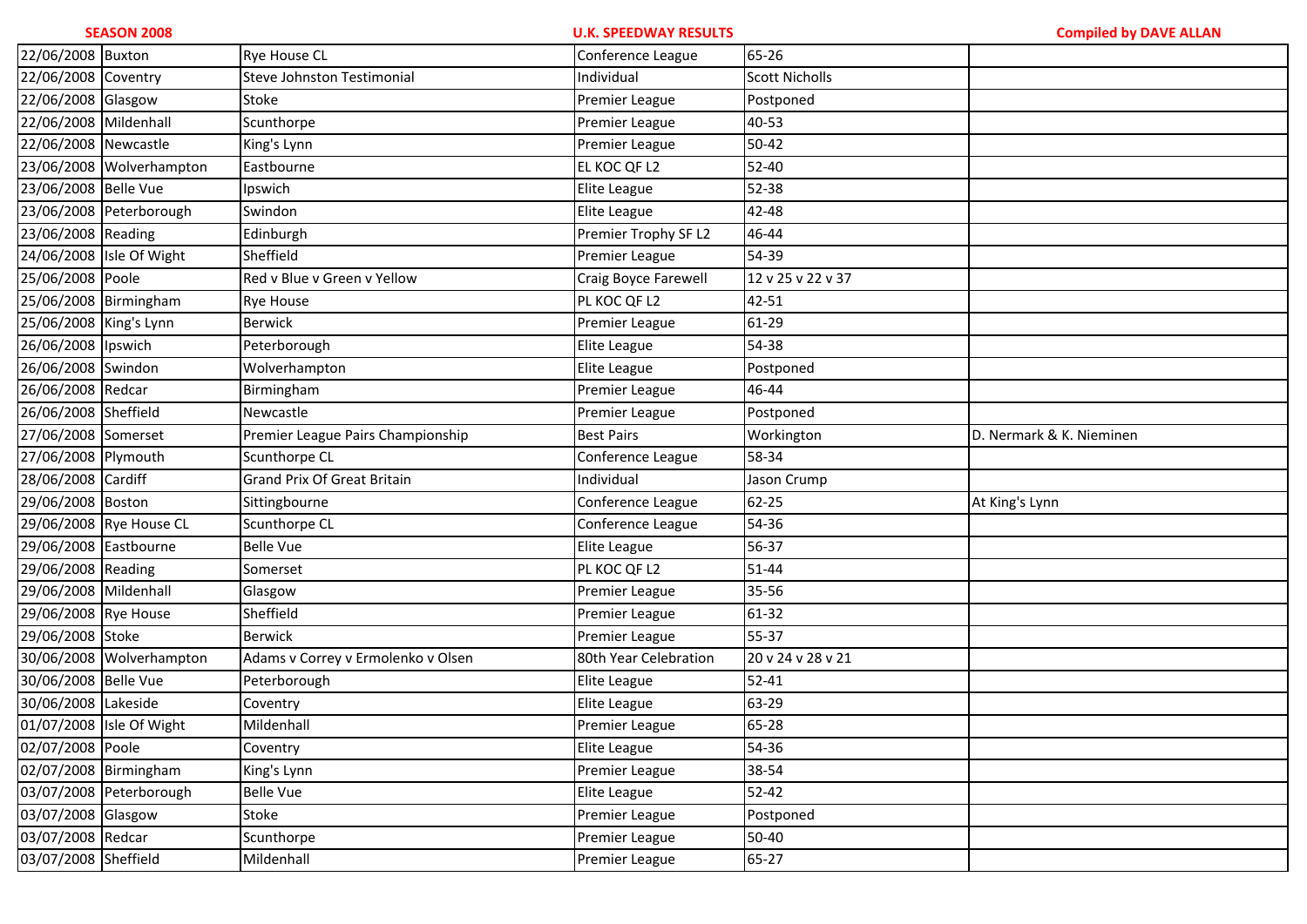**SEASON 2008** **U.K. SPEEDWAY RESULTS** **Compiled by DAVE ALLAN**

| | | | | | |
|---|---|---|---|---|---|
| 22/06/2008 | Buxton | Rye House CL | Conference League | 65-26 | |
| 22/06/2008 | Coventry | Steve Johnston Testimonial | Individual | Scott Nicholls | |
| 22/06/2008 | Glasgow | Stoke | Premier League | Postponed | |
| 22/06/2008 | Mildenhall | Scunthorpe | Premier League | 40-53 | |
| 22/06/2008 | Newcastle | King's Lynn | Premier League | 50-42 | |
| 23/06/2008 | Wolverhampton | Eastbourne | EL KOC QF L2 | 52-40 | |
| 23/06/2008 | Belle Vue | Ipswich | Elite League | 52-38 | |
| 23/06/2008 | Peterborough | Swindon | Elite League | 42-48 | |
| 23/06/2008 | Reading | Edinburgh | Premier Trophy SF L2 | 46-44 | |
| 24/06/2008 | Isle Of Wight | Sheffield | Premier League | 54-39 | |
| 25/06/2008 | Poole | Red v Blue v Green v Yellow | Craig Boyce Farewell | 12 v 25 v 22 v 37 | |
| 25/06/2008 | Birmingham | Rye House | PL KOC QF L2 | 42-51 | |
| 25/06/2008 | King's Lynn | Berwick | Premier League | 61-29 | |
| 26/06/2008 | Ipswich | Peterborough | Elite League | 54-38 | |
| 26/06/2008 | Swindon | Wolverhampton | Elite League | Postponed | |
| 26/06/2008 | Redcar | Birmingham | Premier League | 46-44 | |
| 26/06/2008 | Sheffield | Newcastle | Premier League | Postponed | |
| 27/06/2008 | Somerset | Premier League Pairs Championship | Best Pairs | Workington | D. Nermark & K. Nieminen |
| 27/06/2008 | Plymouth | Scunthorpe CL | Conference League | 58-34 | |
| 28/06/2008 | Cardiff | Grand Prix Of Great Britain | Individual | Jason Crump | |
| 29/06/2008 | Boston | Sittingbourne | Conference League | 62-25 | At King's Lynn |
| 29/06/2008 | Rye House CL | Scunthorpe CL | Conference League | 54-36 | |
| 29/06/2008 | Eastbourne | Belle Vue | Elite League | 56-37 | |
| 29/06/2008 | Reading | Somerset | PL KOC QF L2 | 51-44 | |
| 29/06/2008 | Mildenhall | Glasgow | Premier League | 35-56 | |
| 29/06/2008 | Rye House | Sheffield | Premier League | 61-32 | |
| 29/06/2008 | Stoke | Berwick | Premier League | 55-37 | |
| 30/06/2008 | Wolverhampton | Adams v Correy v Ermolenko v Olsen | 80th Year Celebration | 20 v 24 v 28 v 21 | |
| 30/06/2008 | Belle Vue | Peterborough | Elite League | 52-41 | |
| 30/06/2008 | Lakeside | Coventry | Elite League | 63-29 | |
| 01/07/2008 | Isle Of Wight | Mildenhall | Premier League | 65-28 | |
| 02/07/2008 | Poole | Coventry | Elite League | 54-36 | |
| 02/07/2008 | Birmingham | King's Lynn | Premier League | 38-54 | |
| 03/07/2008 | Peterborough | Belle Vue | Elite League | 52-42 | |
| 03/07/2008 | Glasgow | Stoke | Premier League | Postponed | |
| 03/07/2008 | Redcar | Scunthorpe | Premier League | 50-40 | |
| 03/07/2008 | Sheffield | Mildenhall | Premier League | 65-27 | |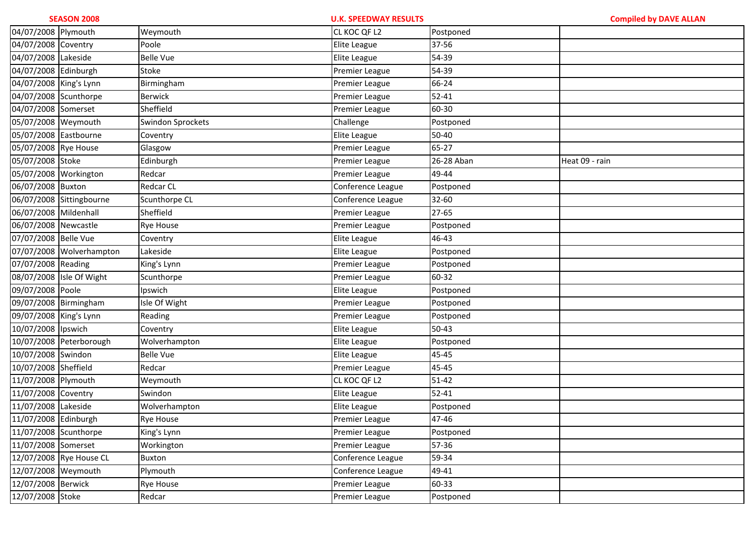**SEASON 2008** | **U.K. SPEEDWAY RESULTS** | **Compiled by DAVE ALLAN**

| | | | | | |
|---|---|---|---|---|---|
| 04/07/2008 | Plymouth | Weymouth | CL KOC QF L2 | Postponed | |
| 04/07/2008 | Coventry | Poole | Elite League | 37-56 | |
| 04/07/2008 | Lakeside | Belle Vue | Elite League | 54-39 | |
| 04/07/2008 | Edinburgh | Stoke | Premier League | 54-39 | |
| 04/07/2008 | King's Lynn | Birmingham | Premier League | 66-24 | |
| 04/07/2008 | Scunthorpe | Berwick | Premier League | 52-41 | |
| 04/07/2008 | Somerset | Sheffield | Premier League | 60-30 | |
| 05/07/2008 | Weymouth | Swindon Sprockets | Challenge | Postponed | |
| 05/07/2008 | Eastbourne | Coventry | Elite League | 50-40 | |
| 05/07/2008 | Rye House | Glasgow | Premier League | 65-27 | |
| 05/07/2008 | Stoke | Edinburgh | Premier League | 26-28 Aban | Heat 09 - rain |
| 05/07/2008 | Workington | Redcar | Premier League | 49-44 | |
| 06/07/2008 | Buxton | Redcar CL | Conference League | Postponed | |
| 06/07/2008 | Sittingbourne | Scunthorpe CL | Conference League | 32-60 | |
| 06/07/2008 | Mildenhall | Sheffield | Premier League | 27-65 | |
| 06/07/2008 | Newcastle | Rye House | Premier League | Postponed | |
| 07/07/2008 | Belle Vue | Coventry | Elite League | 46-43 | |
| 07/07/2008 | Wolverhampton | Lakeside | Elite League | Postponed | |
| 07/07/2008 | Reading | King's Lynn | Premier League | Postponed | |
| 08/07/2008 | Isle Of Wight | Scunthorpe | Premier League | 60-32 | |
| 09/07/2008 | Poole | Ipswich | Elite League | Postponed | |
| 09/07/2008 | Birmingham | Isle Of Wight | Premier League | Postponed | |
| 09/07/2008 | King's Lynn | Reading | Premier League | Postponed | |
| 10/07/2008 | Ipswich | Coventry | Elite League | 50-43 | |
| 10/07/2008 | Peterborough | Wolverhampton | Elite League | Postponed | |
| 10/07/2008 | Swindon | Belle Vue | Elite League | 45-45 | |
| 10/07/2008 | Sheffield | Redcar | Premier League | 45-45 | |
| 11/07/2008 | Plymouth | Weymouth | CL KOC QF L2 | 51-42 | |
| 11/07/2008 | Coventry | Swindon | Elite League | 52-41 | |
| 11/07/2008 | Lakeside | Wolverhampton | Elite League | Postponed | |
| 11/07/2008 | Edinburgh | Rye House | Premier League | 47-46 | |
| 11/07/2008 | Scunthorpe | King's Lynn | Premier League | Postponed | |
| 11/07/2008 | Somerset | Workington | Premier League | 57-36 | |
| 12/07/2008 | Rye House CL | Buxton | Conference League | 59-34 | |
| 12/07/2008 | Weymouth | Plymouth | Conference League | 49-41 | |
| 12/07/2008 | Berwick | Rye House | Premier League | 60-33 | |
| 12/07/2008 | Stoke | Redcar | Premier League | Postponed | |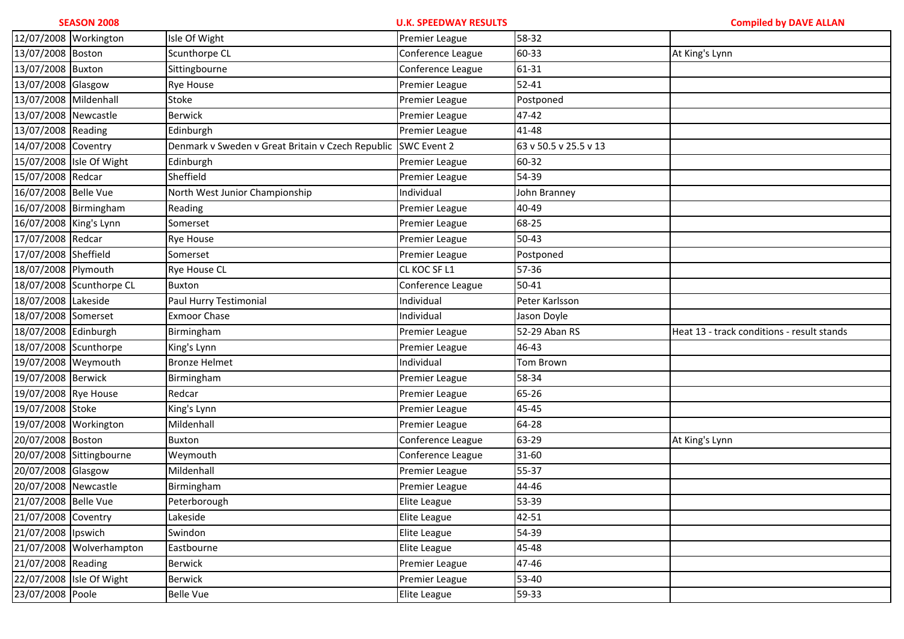**SEASON 2008** | **U.K. SPEEDWAY RESULTS** | **Compiled by DAVE ALLAN**

| | | | | | |
|---|---|---|---|---|---|
| 12/07/2008 | Workington | Isle Of Wight | Premier League | 58-32 | |
| 13/07/2008 | Boston | Scunthorpe CL | Conference League | 60-33 | At King's Lynn |
| 13/07/2008 | Buxton | Sittingbourne | Conference League | 61-31 | |
| 13/07/2008 | Glasgow | Rye House | Premier League | 52-41 | |
| 13/07/2008 | Mildenhall | Stoke | Premier League | Postponed | |
| 13/07/2008 | Newcastle | Berwick | Premier League | 47-42 | |
| 13/07/2008 | Reading | Edinburgh | Premier League | 41-48 | |
| 14/07/2008 | Coventry | Denmark v Sweden v Great Britain v Czech Republic | SWC Event 2 | 63 v 50.5 v 25.5 v 13 | |
| 15/07/2008 | Isle Of Wight | Edinburgh | Premier League | 60-32 | |
| 15/07/2008 | Redcar | Sheffield | Premier League | 54-39 | |
| 16/07/2008 | Belle Vue | North West Junior Championship | Individual | John Branney | |
| 16/07/2008 | Birmingham | Reading | Premier League | 40-49 | |
| 16/07/2008 | King's Lynn | Somerset | Premier League | 68-25 | |
| 17/07/2008 | Redcar | Rye House | Premier League | 50-43 | |
| 17/07/2008 | Sheffield | Somerset | Premier League | Postponed | |
| 18/07/2008 | Plymouth | Rye House CL | CL KOC SF L1 | 57-36 | |
| 18/07/2008 | Scunthorpe CL | Buxton | Conference League | 50-41 | |
| 18/07/2008 | Lakeside | Paul Hurry Testimonial | Individual | Peter Karlsson | |
| 18/07/2008 | Somerset | Exmoor Chase | Individual | Jason Doyle | |
| 18/07/2008 | Edinburgh | Birmingham | Premier League | 52-29 Aban RS | Heat 13 - track conditions - result stands |
| 18/07/2008 | Scunthorpe | King's Lynn | Premier League | 46-43 | |
| 19/07/2008 | Weymouth | Bronze Helmet | Individual | Tom Brown | |
| 19/07/2008 | Berwick | Birmingham | Premier League | 58-34 | |
| 19/07/2008 | Rye House | Redcar | Premier League | 65-26 | |
| 19/07/2008 | Stoke | King's Lynn | Premier League | 45-45 | |
| 19/07/2008 | Workington | Mildenhall | Premier League | 64-28 | |
| 20/07/2008 | Boston | Buxton | Conference League | 63-29 | At King's Lynn |
| 20/07/2008 | Sittingbourne | Weymouth | Conference League | 31-60 | |
| 20/07/2008 | Glasgow | Mildenhall | Premier League | 55-37 | |
| 20/07/2008 | Newcastle | Birmingham | Premier League | 44-46 | |
| 21/07/2008 | Belle Vue | Peterborough | Elite League | 53-39 | |
| 21/07/2008 | Coventry | Lakeside | Elite League | 42-51 | |
| 21/07/2008 | Ipswich | Swindon | Elite League | 54-39 | |
| 21/07/2008 | Wolverhampton | Eastbourne | Elite League | 45-48 | |
| 21/07/2008 | Reading | Berwick | Premier League | 47-46 | |
| 22/07/2008 | Isle Of Wight | Berwick | Premier League | 53-40 | |
| 23/07/2008 | Poole | Belle Vue | Elite League | 59-33 | |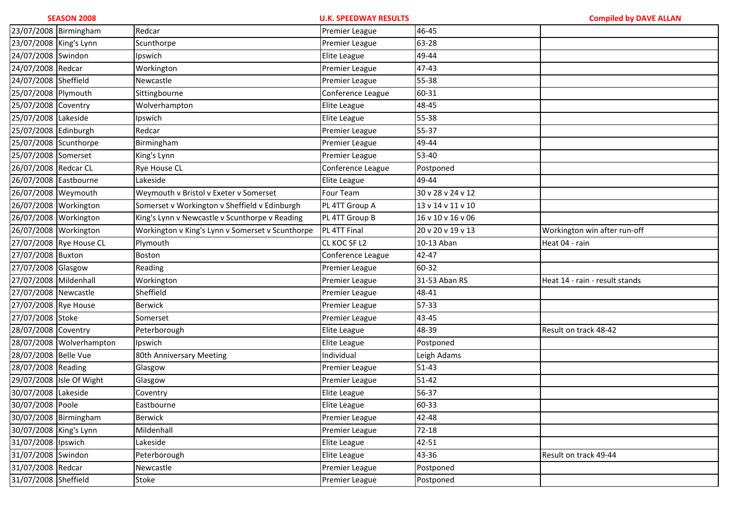| SEASON 2008 | | | U.K. SPEEDWAY RESULTS | | Compiled by DAVE ALLAN |
|---|---|---|---|---|---|
| 23/07/2008 | Birmingham | Redcar | Premier League | 46-45 | |
| 23/07/2008 | King's Lynn | Scunthorpe | Premier League | 63-28 | |
| 24/07/2008 | Swindon | Ipswich | Elite League | 49-44 | |
| 24/07/2008 | Redcar | Workington | Premier League | 47-43 | |
| 24/07/2008 | Sheffield | Newcastle | Premier League | 55-38 | |
| 25/07/2008 | Plymouth | Sittingbourne | Conference League | 60-31 | |
| 25/07/2008 | Coventry | Wolverhampton | Elite League | 48-45 | |
| 25/07/2008 | Lakeside | Ipswich | Elite League | 55-38 | |
| 25/07/2008 | Edinburgh | Redcar | Premier League | 55-37 | |
| 25/07/2008 | Scunthorpe | Birmingham | Premier League | 49-44 | |
| 25/07/2008 | Somerset | King's Lynn | Premier League | 53-40 | |
| 26/07/2008 | Redcar CL | Rye House CL | Conference League | Postponed | |
| 26/07/2008 | Eastbourne | Lakeside | Elite League | 49-44 | |
| 26/07/2008 | Weymouth | Weymouth v Bristol v Exeter v Somerset | Four Team | 30 v 28 v 24 v 12 | |
| 26/07/2008 | Workington | Somerset v Workington v Sheffield v Edinburgh | PL 4TT Group A | 13 v 14 v 11 v 10 | |
| 26/07/2008 | Workington | King's Lynn v Newcastle v Scunthorpe v Reading | PL 4TT Group B | 16 v 10 v 16 v 06 | |
| 26/07/2008 | Workington | Workington v King's Lynn v Somerset v Scunthorpe | PL 4TT Final | 20 v 20 v 19 v 13 | Workington win after run-off |
| 27/07/2008 | Rye House CL | Plymouth | CL KOC SF L2 | 10-13 Aban | Heat 04 - rain |
| 27/07/2008 | Buxton | Boston | Conference League | 42-47 | |
| 27/07/2008 | Glasgow | Reading | Premier League | 60-32 | |
| 27/07/2008 | Mildenhall | Workington | Premier League | 31-53 Aban RS | Heat 14 - rain - result stands |
| 27/07/2008 | Newcastle | Sheffield | Premier League | 48-41 | |
| 27/07/2008 | Rye House | Berwick | Premier League | 57-33 | |
| 27/07/2008 | Stoke | Somerset | Premier League | 43-45 | |
| 28/07/2008 | Coventry | Peterborough | Elite League | 48-39 | Result on track 48-42 |
| 28/07/2008 | Wolverhampton | Ipswich | Elite League | Postponed | |
| 28/07/2008 | Belle Vue | 80th Anniversary Meeting | Individual | Leigh Adams | |
| 28/07/2008 | Reading | Glasgow | Premier League | 51-43 | |
| 29/07/2008 | Isle Of Wight | Glasgow | Premier League | 51-42 | |
| 30/07/2008 | Lakeside | Coventry | Elite League | 56-37 | |
| 30/07/2008 | Poole | Eastbourne | Elite League | 60-33 | |
| 30/07/2008 | Birmingham | Berwick | Premier League | 42-48 | |
| 30/07/2008 | King's Lynn | Mildenhall | Premier League | 72-18 | |
| 31/07/2008 | Ipswich | Lakeside | Elite League | 42-51 | |
| 31/07/2008 | Swindon | Peterborough | Elite League | 43-36 | Result on track 49-44 |
| 31/07/2008 | Redcar | Newcastle | Premier League | Postponed | |
| 31/07/2008 | Sheffield | Stoke | Premier League | Postponed | |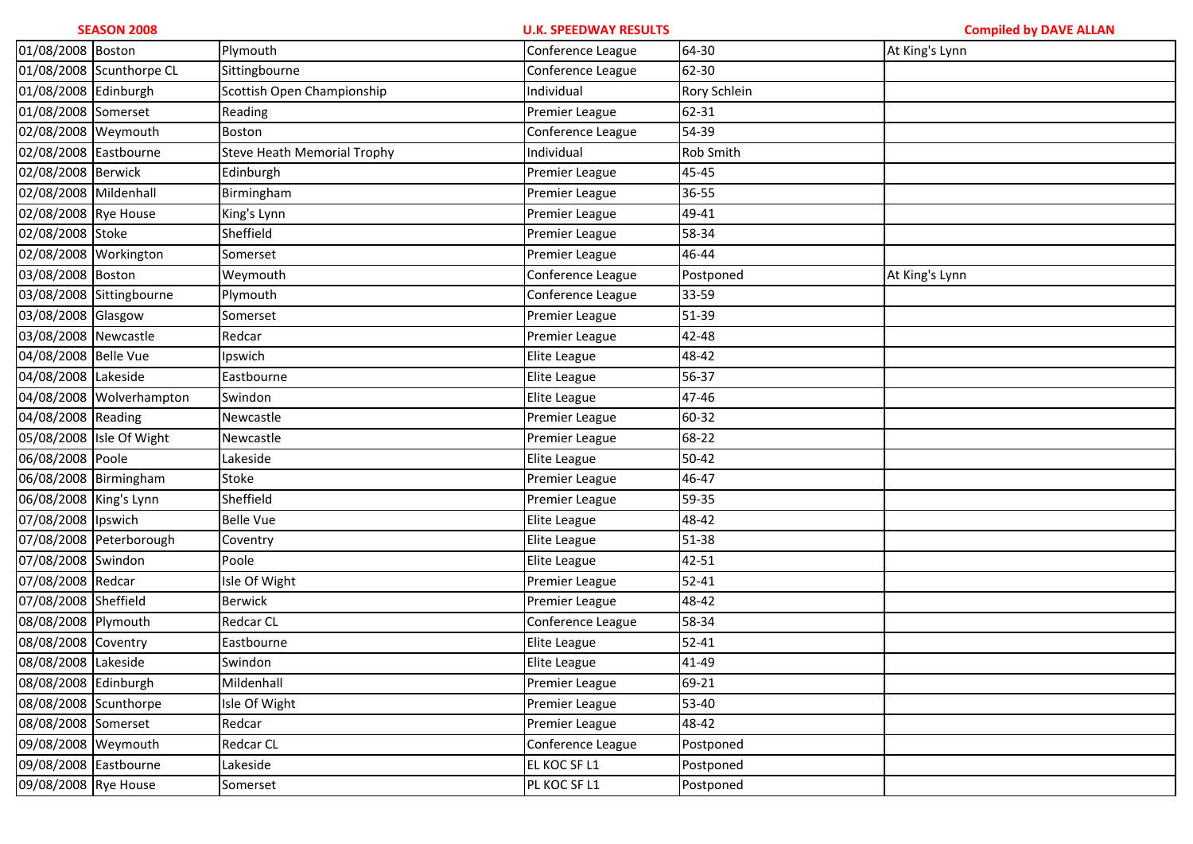| SEASON 2008 | | | U.K. SPEEDWAY RESULTS | | Compiled by DAVE ALLAN |
|---|---|---|---|---|---|
| 01/08/2008 | Boston | Plymouth | Conference League | 64-30 | At King's Lynn |
| 01/08/2008 | Scunthorpe CL | Sittingbourne | Conference League | 62-30 | |
| 01/08/2008 | Edinburgh | Scottish Open Championship | Individual | Rory Schlein | |
| 01/08/2008 | Somerset | Reading | Premier League | 62-31 | |
| 02/08/2008 | Weymouth | Boston | Conference League | 54-39 | |
| 02/08/2008 | Eastbourne | Steve Heath Memorial Trophy | Individual | Rob Smith | |
| 02/08/2008 | Berwick | Edinburgh | Premier League | 45-45 | |
| 02/08/2008 | Mildenhall | Birmingham | Premier League | 36-55 | |
| 02/08/2008 | Rye House | King's Lynn | Premier League | 49-41 | |
| 02/08/2008 | Stoke | Sheffield | Premier League | 58-34 | |
| 02/08/2008 | Workington | Somerset | Premier League | 46-44 | |
| 03/08/2008 | Boston | Weymouth | Conference League | Postponed | At King's Lynn |
| 03/08/2008 | Sittingbourne | Plymouth | Conference League | 33-59 | |
| 03/08/2008 | Glasgow | Somerset | Premier League | 51-39 | |
| 03/08/2008 | Newcastle | Redcar | Premier League | 42-48 | |
| 04/08/2008 | Belle Vue | Ipswich | Elite League | 48-42 | |
| 04/08/2008 | Lakeside | Eastbourne | Elite League | 56-37 | |
| 04/08/2008 | Wolverhampton | Swindon | Elite League | 47-46 | |
| 04/08/2008 | Reading | Newcastle | Premier League | 60-32 | |
| 05/08/2008 | Isle Of Wight | Newcastle | Premier League | 68-22 | |
| 06/08/2008 | Poole | Lakeside | Elite League | 50-42 | |
| 06/08/2008 | Birmingham | Stoke | Premier League | 46-47 | |
| 06/08/2008 | King's Lynn | Sheffield | Premier League | 59-35 | |
| 07/08/2008 | Ipswich | Belle Vue | Elite League | 48-42 | |
| 07/08/2008 | Peterborough | Coventry | Elite League | 51-38 | |
| 07/08/2008 | Swindon | Poole | Elite League | 42-51 | |
| 07/08/2008 | Redcar | Isle Of Wight | Premier League | 52-41 | |
| 07/08/2008 | Sheffield | Berwick | Premier League | 48-42 | |
| 08/08/2008 | Plymouth | Redcar CL | Conference League | 58-34 | |
| 08/08/2008 | Coventry | Eastbourne | Elite League | 52-41 | |
| 08/08/2008 | Lakeside | Swindon | Elite League | 41-49 | |
| 08/08/2008 | Edinburgh | Mildenhall | Premier League | 69-21 | |
| 08/08/2008 | Scunthorpe | Isle Of Wight | Premier League | 53-40 | |
| 08/08/2008 | Somerset | Redcar | Premier League | 48-42 | |
| 09/08/2008 | Weymouth | Redcar CL | Conference League | Postponed | |
| 09/08/2008 | Eastbourne | Lakeside | EL KOC SF L1 | Postponed | |
| 09/08/2008 | Rye House | Somerset | PL KOC SF L1 | Postponed | |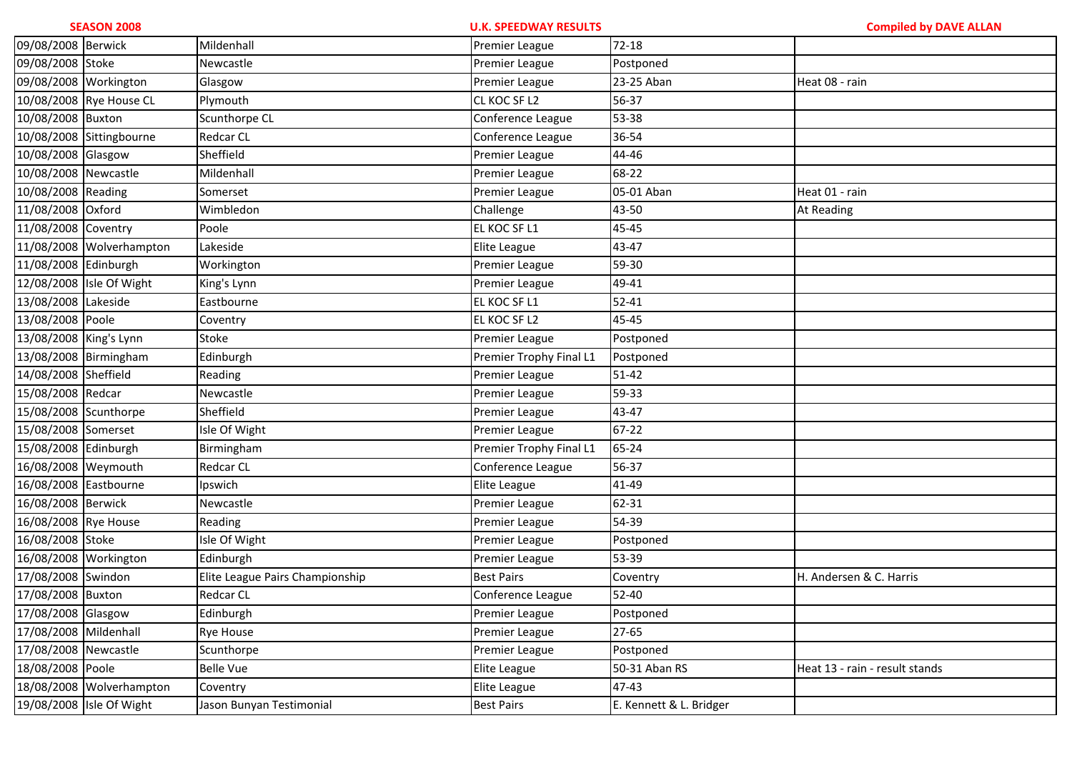**SEASON 2008** | **U.K. SPEEDWAY RESULTS** | **Compiled by DAVE ALLAN**

| | | | | | |
|---|---|---|---|---|---|
| 09/08/2008 | Berwick | Mildenhall | Premier League | 72-18 | |
| 09/08/2008 | Stoke | Newcastle | Premier League | Postponed | |
| 09/08/2008 | Workington | Glasgow | Premier League | 23-25 Aban | Heat 08 - rain |
| 10/08/2008 | Rye House CL | Plymouth | CL KOC SF L2 | 56-37 | |
| 10/08/2008 | Buxton | Scunthorpe CL | Conference League | 53-38 | |
| 10/08/2008 | Sittingbourne | Redcar CL | Conference League | 36-54 | |
| 10/08/2008 | Glasgow | Sheffield | Premier League | 44-46 | |
| 10/08/2008 | Newcastle | Mildenhall | Premier League | 68-22 | |
| 10/08/2008 | Reading | Somerset | Premier League | 05-01 Aban | Heat 01 - rain |
| 11/08/2008 | Oxford | Wimbledon | Challenge | 43-50 | At Reading |
| 11/08/2008 | Coventry | Poole | EL KOC SF L1 | 45-45 | |
| 11/08/2008 | Wolverhampton | Lakeside | Elite League | 43-47 | |
| 11/08/2008 | Edinburgh | Workington | Premier League | 59-30 | |
| 12/08/2008 | Isle Of Wight | King's Lynn | Premier League | 49-41 | |
| 13/08/2008 | Lakeside | Eastbourne | EL KOC SF L1 | 52-41 | |
| 13/08/2008 | Poole | Coventry | EL KOC SF L2 | 45-45 | |
| 13/08/2008 | King's Lynn | Stoke | Premier League | Postponed | |
| 13/08/2008 | Birmingham | Edinburgh | Premier Trophy Final L1 | Postponed | |
| 14/08/2008 | Sheffield | Reading | Premier League | 51-42 | |
| 15/08/2008 | Redcar | Newcastle | Premier League | 59-33 | |
| 15/08/2008 | Scunthorpe | Sheffield | Premier League | 43-47 | |
| 15/08/2008 | Somerset | Isle Of Wight | Premier League | 67-22 | |
| 15/08/2008 | Edinburgh | Birmingham | Premier Trophy Final L1 | 65-24 | |
| 16/08/2008 | Weymouth | Redcar CL | Conference League | 56-37 | |
| 16/08/2008 | Eastbourne | Ipswich | Elite League | 41-49 | |
| 16/08/2008 | Berwick | Newcastle | Premier League | 62-31 | |
| 16/08/2008 | Rye House | Reading | Premier League | 54-39 | |
| 16/08/2008 | Stoke | Isle Of Wight | Premier League | Postponed | |
| 16/08/2008 | Workington | Edinburgh | Premier League | 53-39 | |
| 17/08/2008 | Swindon | Elite League Pairs Championship | Best Pairs | Coventry | H. Andersen & C. Harris |
| 17/08/2008 | Buxton | Redcar CL | Conference League | 52-40 | |
| 17/08/2008 | Glasgow | Edinburgh | Premier League | Postponed | |
| 17/08/2008 | Mildenhall | Rye House | Premier League | 27-65 | |
| 17/08/2008 | Newcastle | Scunthorpe | Premier League | Postponed | |
| 18/08/2008 | Poole | Belle Vue | Elite League | 50-31 Aban RS | Heat 13 - rain - result stands |
| 18/08/2008 | Wolverhampton | Coventry | Elite League | 47-43 | |
| 19/08/2008 | Isle Of Wight | Jason Bunyan Testimonial | Best Pairs | E. Kennett & L. Bridger | |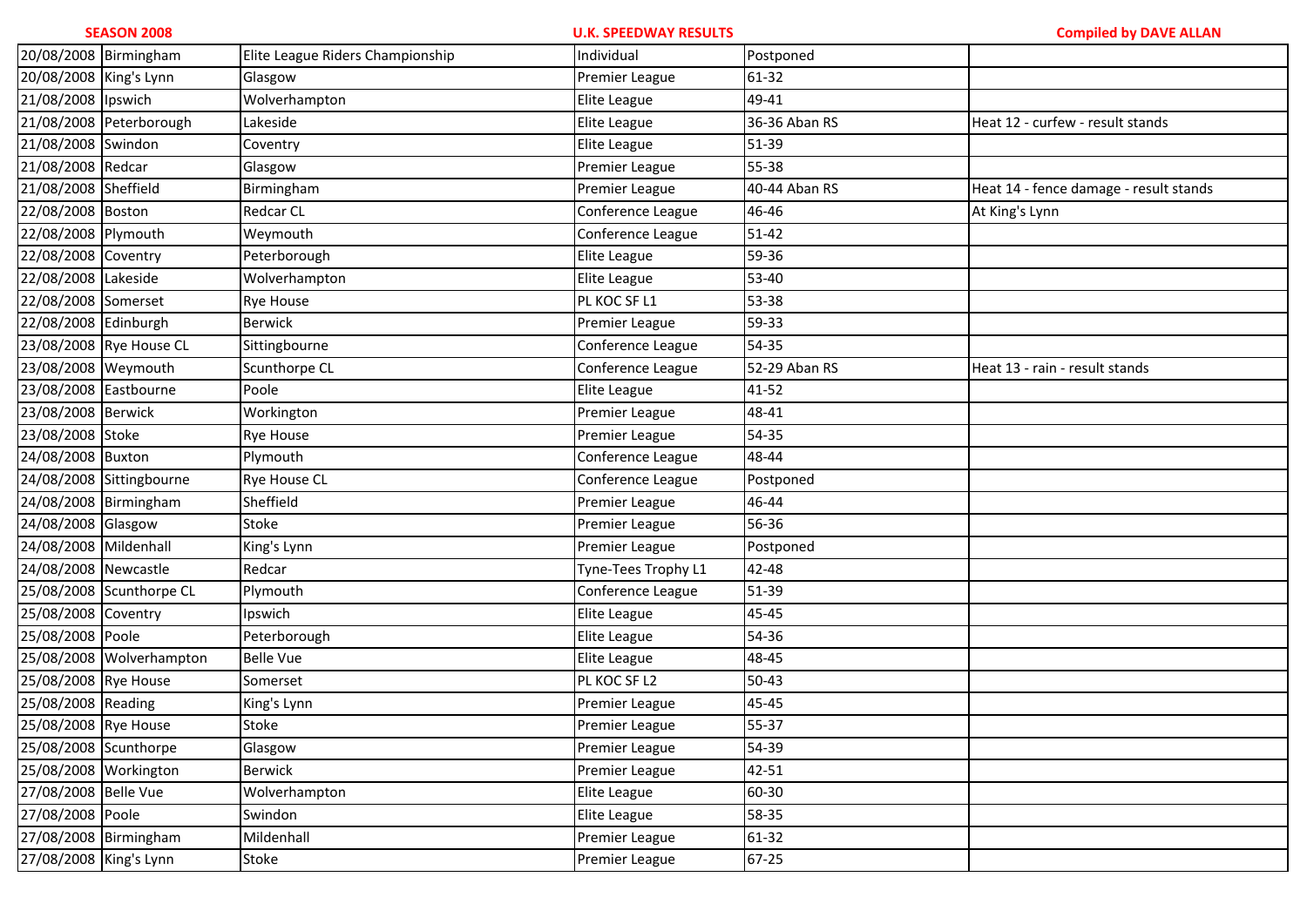SEASON 2008 — U.K. SPEEDWAY RESULTS — Compiled by DAVE ALLAN

| | | | | | |
|---|---|---|---|---|---|
| 20/08/2008 | Birmingham | Elite League Riders Championship | Individual | Postponed | |
| 20/08/2008 | King's Lynn | Glasgow | Premier League | 61-32 | |
| 21/08/2008 | Ipswich | Wolverhampton | Elite League | 49-41 | |
| 21/08/2008 | Peterborough | Lakeside | Elite League | 36-36 Aban RS | Heat 12 - curfew - result stands |
| 21/08/2008 | Swindon | Coventry | Elite League | 51-39 | |
| 21/08/2008 | Redcar | Glasgow | Premier League | 55-38 | |
| 21/08/2008 | Sheffield | Birmingham | Premier League | 40-44 Aban RS | Heat 14 - fence damage - result stands |
| 22/08/2008 | Boston | Redcar CL | Conference League | 46-46 | At King's Lynn |
| 22/08/2008 | Plymouth | Weymouth | Conference League | 51-42 | |
| 22/08/2008 | Coventry | Peterborough | Elite League | 59-36 | |
| 22/08/2008 | Lakeside | Wolverhampton | Elite League | 53-40 | |
| 22/08/2008 | Somerset | Rye House | PL KOC SF L1 | 53-38 | |
| 22/08/2008 | Edinburgh | Berwick | Premier League | 59-33 | |
| 23/08/2008 | Rye House CL | Sittingbourne | Conference League | 54-35 | |
| 23/08/2008 | Weymouth | Scunthorpe CL | Conference League | 52-29 Aban RS | Heat 13 - rain - result stands |
| 23/08/2008 | Eastbourne | Poole | Elite League | 41-52 | |
| 23/08/2008 | Berwick | Workington | Premier League | 48-41 | |
| 23/08/2008 | Stoke | Rye House | Premier League | 54-35 | |
| 24/08/2008 | Buxton | Plymouth | Conference League | 48-44 | |
| 24/08/2008 | Sittingbourne | Rye House CL | Conference League | Postponed | |
| 24/08/2008 | Birmingham | Sheffield | Premier League | 46-44 | |
| 24/08/2008 | Glasgow | Stoke | Premier League | 56-36 | |
| 24/08/2008 | Mildenhall | King's Lynn | Premier League | Postponed | |
| 24/08/2008 | Newcastle | Redcar | Tyne-Tees Trophy L1 | 42-48 | |
| 25/08/2008 | Scunthorpe CL | Plymouth | Conference League | 51-39 | |
| 25/08/2008 | Coventry | Ipswich | Elite League | 45-45 | |
| 25/08/2008 | Poole | Peterborough | Elite League | 54-36 | |
| 25/08/2008 | Wolverhampton | Belle Vue | Elite League | 48-45 | |
| 25/08/2008 | Rye House | Somerset | PL KOC SF L2 | 50-43 | |
| 25/08/2008 | Reading | King's Lynn | Premier League | 45-45 | |
| 25/08/2008 | Rye House | Stoke | Premier League | 55-37 | |
| 25/08/2008 | Scunthorpe | Glasgow | Premier League | 54-39 | |
| 25/08/2008 | Workington | Berwick | Premier League | 42-51 | |
| 27/08/2008 | Belle Vue | Wolverhampton | Elite League | 60-30 | |
| 27/08/2008 | Poole | Swindon | Elite League | 58-35 | |
| 27/08/2008 | Birmingham | Mildenhall | Premier League | 61-32 | |
| 27/08/2008 | King's Lynn | Stoke | Premier League | 67-25 | |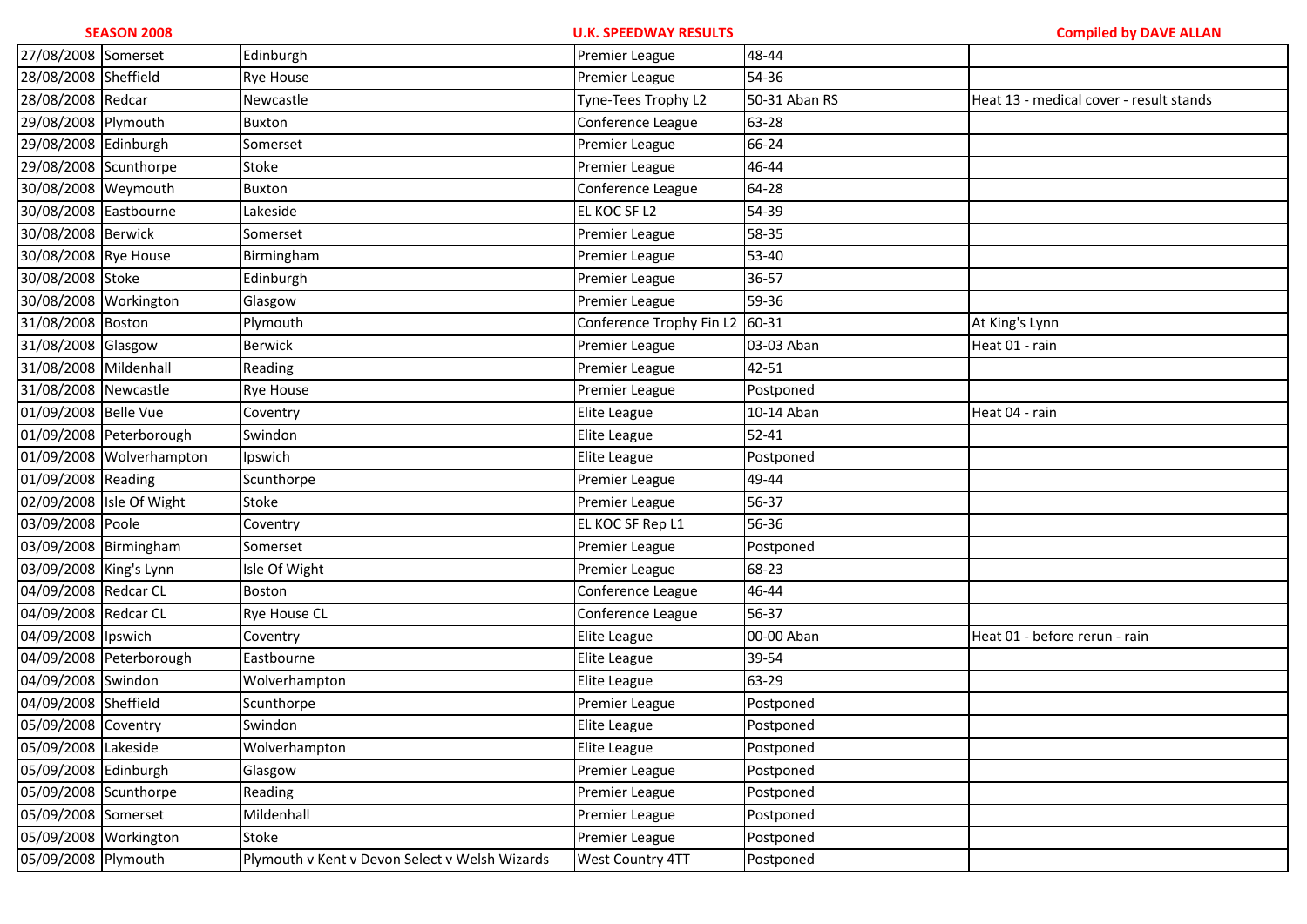**SEASON 2008** **U.K. SPEEDWAY RESULTS** **Compiled by DAVE ALLAN**

| | | | | | |
|---|---|---|---|---|---|
| 27/08/2008 | Somerset | Edinburgh | Premier League | 48-44 | |
| 28/08/2008 | Sheffield | Rye House | Premier League | 54-36 | |
| 28/08/2008 | Redcar | Newcastle | Tyne-Tees Trophy L2 | 50-31 Aban RS | Heat 13 - medical cover - result stands |
| 29/08/2008 | Plymouth | Buxton | Conference League | 63-28 | |
| 29/08/2008 | Edinburgh | Somerset | Premier League | 66-24 | |
| 29/08/2008 | Scunthorpe | Stoke | Premier League | 46-44 | |
| 30/08/2008 | Weymouth | Buxton | Conference League | 64-28 | |
| 30/08/2008 | Eastbourne | Lakeside | EL KOC SF L2 | 54-39 | |
| 30/08/2008 | Berwick | Somerset | Premier League | 58-35 | |
| 30/08/2008 | Rye House | Birmingham | Premier League | 53-40 | |
| 30/08/2008 | Stoke | Edinburgh | Premier League | 36-57 | |
| 30/08/2008 | Workington | Glasgow | Premier League | 59-36 | |
| 31/08/2008 | Boston | Plymouth | Conference Trophy Fin L2 | 60-31 | At King's Lynn |
| 31/08/2008 | Glasgow | Berwick | Premier League | 03-03 Aban | Heat 01 - rain |
| 31/08/2008 | Mildenhall | Reading | Premier League | 42-51 | |
| 31/08/2008 | Newcastle | Rye House | Premier League | Postponed | |
| 01/09/2008 | Belle Vue | Coventry | Elite League | 10-14 Aban | Heat 04 - rain |
| 01/09/2008 | Peterborough | Swindon | Elite League | 52-41 | |
| 01/09/2008 | Wolverhampton | Ipswich | Elite League | Postponed | |
| 01/09/2008 | Reading | Scunthorpe | Premier League | 49-44 | |
| 02/09/2008 | Isle Of Wight | Stoke | Premier League | 56-37 | |
| 03/09/2008 | Poole | Coventry | EL KOC SF Rep L1 | 56-36 | |
| 03/09/2008 | Birmingham | Somerset | Premier League | Postponed | |
| 03/09/2008 | King's Lynn | Isle Of Wight | Premier League | 68-23 | |
| 04/09/2008 | Redcar CL | Boston | Conference League | 46-44 | |
| 04/09/2008 | Redcar CL | Rye House CL | Conference League | 56-37 | |
| 04/09/2008 | Ipswich | Coventry | Elite League | 00-00 Aban | Heat 01 - before rerun - rain |
| 04/09/2008 | Peterborough | Eastbourne | Elite League | 39-54 | |
| 04/09/2008 | Swindon | Wolverhampton | Elite League | 63-29 | |
| 04/09/2008 | Sheffield | Scunthorpe | Premier League | Postponed | |
| 05/09/2008 | Coventry | Swindon | Elite League | Postponed | |
| 05/09/2008 | Lakeside | Wolverhampton | Elite League | Postponed | |
| 05/09/2008 | Edinburgh | Glasgow | Premier League | Postponed | |
| 05/09/2008 | Scunthorpe | Reading | Premier League | Postponed | |
| 05/09/2008 | Somerset | Mildenhall | Premier League | Postponed | |
| 05/09/2008 | Workington | Stoke | Premier League | Postponed | |
| 05/09/2008 | Plymouth | Plymouth v Kent v Devon Select v Welsh Wizards | West Country 4TT | Postponed | |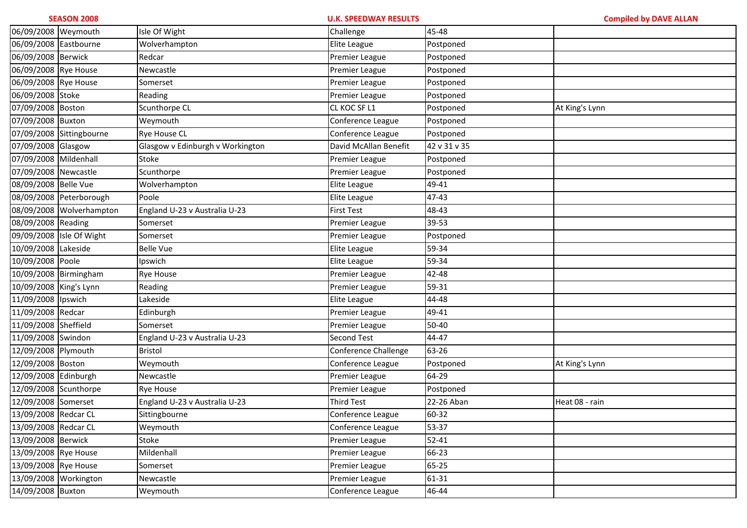**SEASON 2008** | **U.K. SPEEDWAY RESULTS** | **Compiled by DAVE ALLAN**

| Date | Home | Opponent | Competition | Result | Notes |
|---|---|---|---|---|---|
| 06/09/2008 | Weymouth | Isle Of Wight | Challenge | 45-48 | |
| 06/09/2008 | Eastbourne | Wolverhampton | Elite League | Postponed | |
| 06/09/2008 | Berwick | Redcar | Premier League | Postponed | |
| 06/09/2008 | Rye House | Newcastle | Premier League | Postponed | |
| 06/09/2008 | Rye House | Somerset | Premier League | Postponed | |
| 06/09/2008 | Stoke | Reading | Premier League | Postponed | |
| 07/09/2008 | Boston | Scunthorpe CL | CL KOC SF L1 | Postponed | At King's Lynn |
| 07/09/2008 | Buxton | Weymouth | Conference League | Postponed | |
| 07/09/2008 | Sittingbourne | Rye House CL | Conference League | Postponed | |
| 07/09/2008 | Glasgow | Glasgow v Edinburgh v Workington | David McAllan Benefit | 42 v 31 v 35 | |
| 07/09/2008 | Mildenhall | Stoke | Premier League | Postponed | |
| 07/09/2008 | Newcastle | Scunthorpe | Premier League | Postponed | |
| 08/09/2008 | Belle Vue | Wolverhampton | Elite League | 49-41 | |
| 08/09/2008 | Peterborough | Poole | Elite League | 47-43 | |
| 08/09/2008 | Wolverhampton | England U-23 v Australia U-23 | First Test | 48-43 | |
| 08/09/2008 | Reading | Somerset | Premier League | 39-53 | |
| 09/09/2008 | Isle Of Wight | Somerset | Premier League | Postponed | |
| 10/09/2008 | Lakeside | Belle Vue | Elite League | 59-34 | |
| 10/09/2008 | Poole | Ipswich | Elite League | 59-34 | |
| 10/09/2008 | Birmingham | Rye House | Premier League | 42-48 | |
| 10/09/2008 | King's Lynn | Reading | Premier League | 59-31 | |
| 11/09/2008 | Ipswich | Lakeside | Elite League | 44-48 | |
| 11/09/2008 | Redcar | Edinburgh | Premier League | 49-41 | |
| 11/09/2008 | Sheffield | Somerset | Premier League | 50-40 | |
| 11/09/2008 | Swindon | England U-23 v Australia U-23 | Second Test | 44-47 | |
| 12/09/2008 | Plymouth | Bristol | Conference Challenge | 63-26 | |
| 12/09/2008 | Boston | Weymouth | Conference League | Postponed | At King's Lynn |
| 12/09/2008 | Edinburgh | Newcastle | Premier League | 64-29 | |
| 12/09/2008 | Scunthorpe | Rye House | Premier League | Postponed | |
| 12/09/2008 | Somerset | England U-23 v Australia U-23 | Third Test | 22-26 Aban | Heat 08 - rain |
| 13/09/2008 | Redcar CL | Sittingbourne | Conference League | 60-32 | |
| 13/09/2008 | Redcar CL | Weymouth | Conference League | 53-37 | |
| 13/09/2008 | Berwick | Stoke | Premier League | 52-41 | |
| 13/09/2008 | Rye House | Mildenhall | Premier League | 66-23 | |
| 13/09/2008 | Rye House | Somerset | Premier League | 65-25 | |
| 13/09/2008 | Workington | Newcastle | Premier League | 61-31 | |
| 14/09/2008 | Buxton | Weymouth | Conference League | 46-44 | |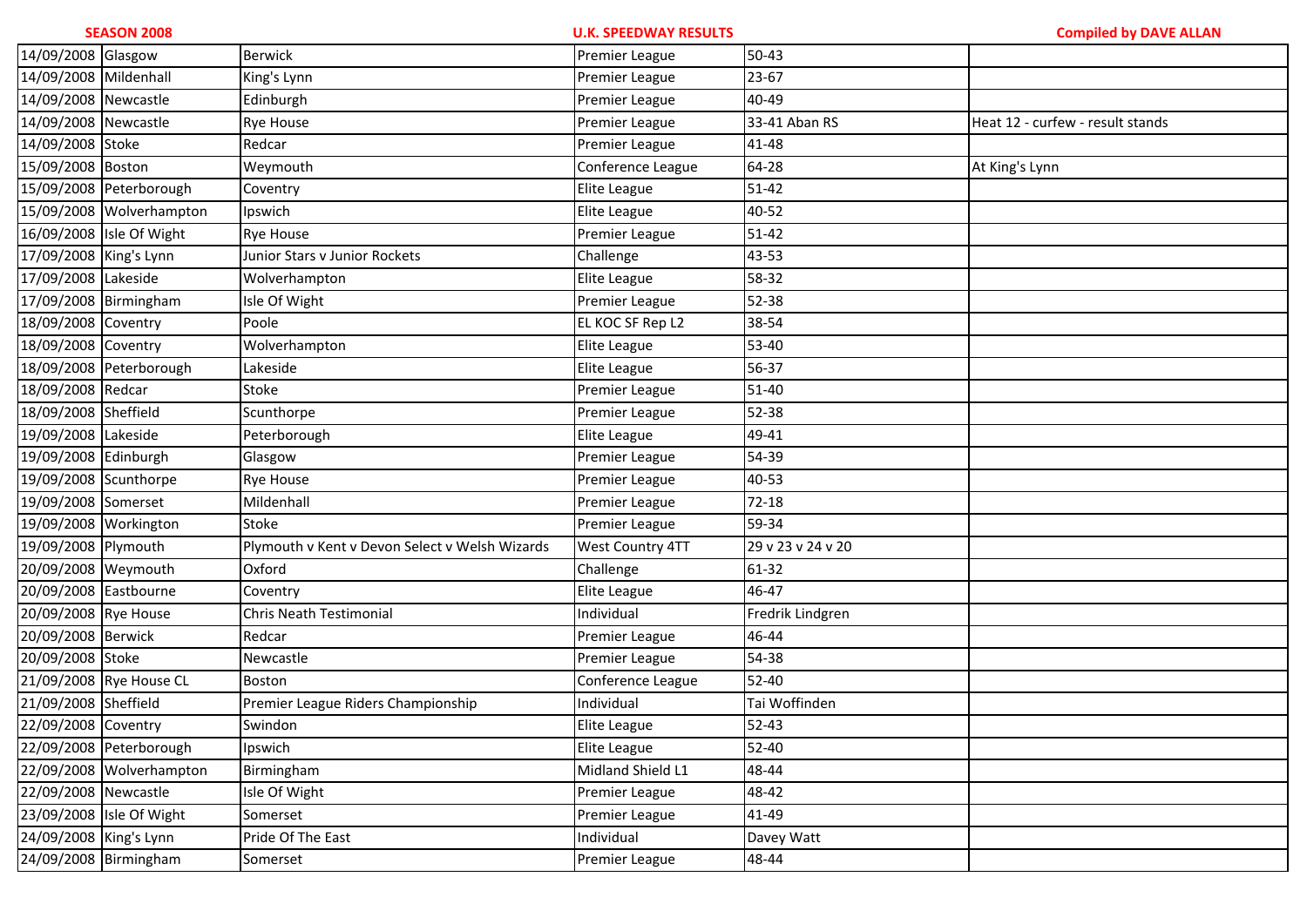**SEASON 2008** | **U.K. SPEEDWAY RESULTS** | **Compiled by DAVE ALLAN**

| | | | | | |
|---|---|---|---|---|---|
| 14/09/2008 | Glasgow | Berwick | Premier League | 50-43 | |
| 14/09/2008 | Mildenhall | King's Lynn | Premier League | 23-67 | |
| 14/09/2008 | Newcastle | Edinburgh | Premier League | 40-49 | |
| 14/09/2008 | Newcastle | Rye House | Premier League | 33-41 Aban RS | Heat 12 - curfew - result stands |
| 14/09/2008 | Stoke | Redcar | Premier League | 41-48 | |
| 15/09/2008 | Boston | Weymouth | Conference League | 64-28 | At King's Lynn |
| 15/09/2008 | Peterborough | Coventry | Elite League | 51-42 | |
| 15/09/2008 | Wolverhampton | Ipswich | Elite League | 40-52 | |
| 16/09/2008 | Isle Of Wight | Rye House | Premier League | 51-42 | |
| 17/09/2008 | King's Lynn | Junior Stars v Junior Rockets | Challenge | 43-53 | |
| 17/09/2008 | Lakeside | Wolverhampton | Elite League | 58-32 | |
| 17/09/2008 | Birmingham | Isle Of Wight | Premier League | 52-38 | |
| 18/09/2008 | Coventry | Poole | EL KOC SF Rep L2 | 38-54 | |
| 18/09/2008 | Coventry | Wolverhampton | Elite League | 53-40 | |
| 18/09/2008 | Peterborough | Lakeside | Elite League | 56-37 | |
| 18/09/2008 | Redcar | Stoke | Premier League | 51-40 | |
| 18/09/2008 | Sheffield | Scunthorpe | Premier League | 52-38 | |
| 19/09/2008 | Lakeside | Peterborough | Elite League | 49-41 | |
| 19/09/2008 | Edinburgh | Glasgow | Premier League | 54-39 | |
| 19/09/2008 | Scunthorpe | Rye House | Premier League | 40-53 | |
| 19/09/2008 | Somerset | Mildenhall | Premier League | 72-18 | |
| 19/09/2008 | Workington | Stoke | Premier League | 59-34 | |
| 19/09/2008 | Plymouth | Plymouth v Kent v Devon Select v Welsh Wizards | West Country 4TT | 29 v 23 v 24 v 20 | |
| 20/09/2008 | Weymouth | Oxford | Challenge | 61-32 | |
| 20/09/2008 | Eastbourne | Coventry | Elite League | 46-47 | |
| 20/09/2008 | Rye House | Chris Neath Testimonial | Individual | Fredrik Lindgren | |
| 20/09/2008 | Berwick | Redcar | Premier League | 46-44 | |
| 20/09/2008 | Stoke | Newcastle | Premier League | 54-38 | |
| 21/09/2008 | Rye House CL | Boston | Conference League | 52-40 | |
| 21/09/2008 | Sheffield | Premier League Riders Championship | Individual | Tai Woffinden | |
| 22/09/2008 | Coventry | Swindon | Elite League | 52-43 | |
| 22/09/2008 | Peterborough | Ipswich | Elite League | 52-40 | |
| 22/09/2008 | Wolverhampton | Birmingham | Midland Shield L1 | 48-44 | |
| 22/09/2008 | Newcastle | Isle Of Wight | Premier League | 48-42 | |
| 23/09/2008 | Isle Of Wight | Somerset | Premier League | 41-49 | |
| 24/09/2008 | King's Lynn | Pride Of The East | Individual | Davey Watt | |
| 24/09/2008 | Birmingham | Somerset | Premier League | 48-44 | |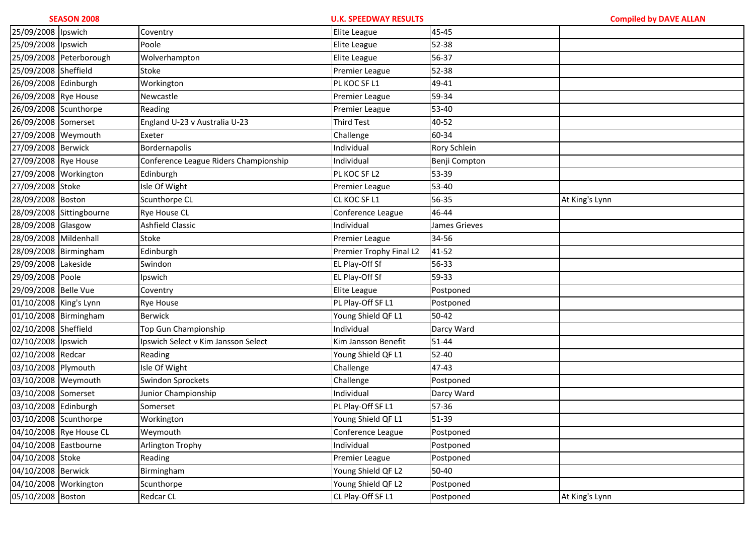| SEASON 2008 | | | U.K. SPEEDWAY RESULTS | | Compiled by DAVE ALLAN |
|---|---|---|---|---|---|
| 25/09/2008 | Ipswich | Coventry | Elite League | 45-45 | |
| 25/09/2008 | Ipswich | Poole | Elite League | 52-38 | |
| 25/09/2008 | Peterborough | Wolverhampton | Elite League | 56-37 | |
| 25/09/2008 | Sheffield | Stoke | Premier League | 52-38 | |
| 26/09/2008 | Edinburgh | Workington | PL KOC SF L1 | 49-41 | |
| 26/09/2008 | Rye House | Newcastle | Premier League | 59-34 | |
| 26/09/2008 | Scunthorpe | Reading | Premier League | 53-40 | |
| 26/09/2008 | Somerset | England U-23 v Australia U-23 | Third Test | 40-52 | |
| 27/09/2008 | Weymouth | Exeter | Challenge | 60-34 | |
| 27/09/2008 | Berwick | Bordernapolis | Individual | Rory Schlein | |
| 27/09/2008 | Rye House | Conference League Riders Championship | Individual | Benji Compton | |
| 27/09/2008 | Workington | Edinburgh | PL KOC SF L2 | 53-39 | |
| 27/09/2008 | Stoke | Isle Of Wight | Premier League | 53-40 | |
| 28/09/2008 | Boston | Scunthorpe CL | CL KOC SF L1 | 56-35 | At King's Lynn |
| 28/09/2008 | Sittingbourne | Rye House CL | Conference League | 46-44 | |
| 28/09/2008 | Glasgow | Ashfield Classic | Individual | James Grieves | |
| 28/09/2008 | Mildenhall | Stoke | Premier League | 34-56 | |
| 28/09/2008 | Birmingham | Edinburgh | Premier Trophy Final L2 | 41-52 | |
| 29/09/2008 | Lakeside | Swindon | EL Play-Off Sf | 56-33 | |
| 29/09/2008 | Poole | Ipswich | EL Play-Off Sf | 59-33 | |
| 29/09/2008 | Belle Vue | Coventry | Elite League | Postponed | |
| 01/10/2008 | King's Lynn | Rye House | PL Play-Off SF L1 | Postponed | |
| 01/10/2008 | Birmingham | Berwick | Young Shield QF L1 | 50-42 | |
| 02/10/2008 | Sheffield | Top Gun Championship | Individual | Darcy Ward | |
| 02/10/2008 | Ipswich | Ipswich Select v Kim Jansson Select | Kim Jansson Benefit | 51-44 | |
| 02/10/2008 | Redcar | Reading | Young Shield QF L1 | 52-40 | |
| 03/10/2008 | Plymouth | Isle Of Wight | Challenge | 47-43 | |
| 03/10/2008 | Weymouth | Swindon Sprockets | Challenge | Postponed | |
| 03/10/2008 | Somerset | Junior Championship | Individual | Darcy Ward | |
| 03/10/2008 | Edinburgh | Somerset | PL Play-Off SF L1 | 57-36 | |
| 03/10/2008 | Scunthorpe | Workington | Young Shield QF L1 | 51-39 | |
| 04/10/2008 | Rye House CL | Weymouth | Conference League | Postponed | |
| 04/10/2008 | Eastbourne | Arlington Trophy | Individual | Postponed | |
| 04/10/2008 | Stoke | Reading | Premier League | Postponed | |
| 04/10/2008 | Berwick | Birmingham | Young Shield QF L2 | 50-40 | |
| 04/10/2008 | Workington | Scunthorpe | Young Shield QF L2 | Postponed | |
| 05/10/2008 | Boston | Redcar CL | CL Play-Off SF L1 | Postponed | At King's Lynn |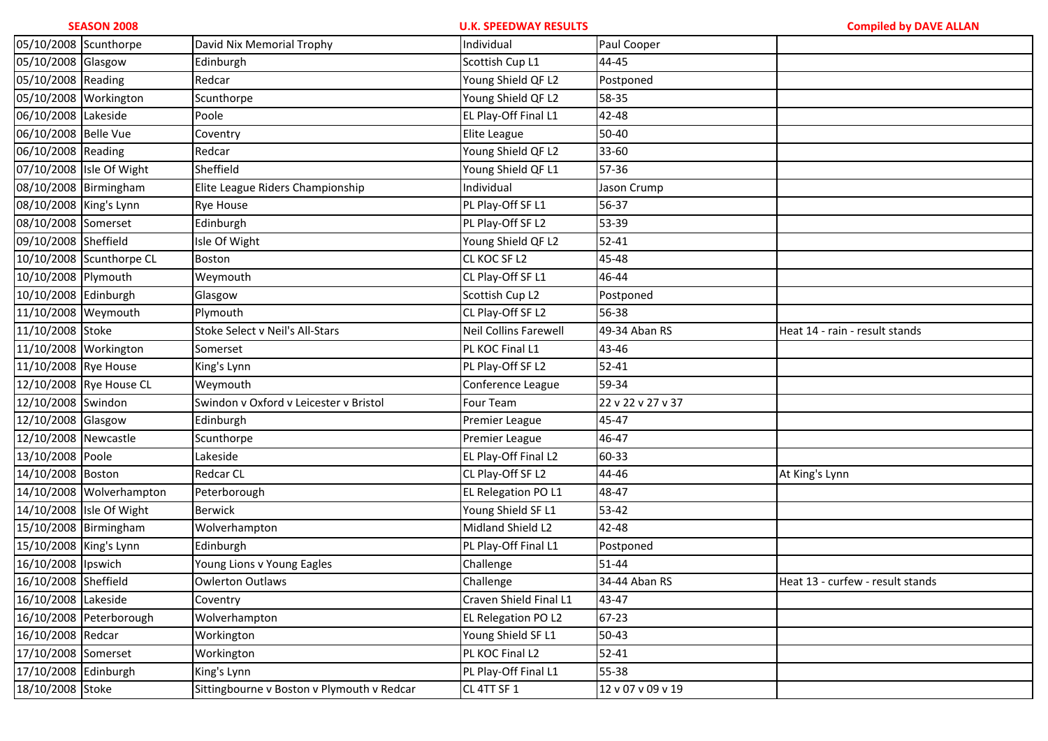**SEASON 2008** — **U.K. SPEEDWAY RESULTS** — **Compiled by DAVE ALLAN**

| | | | | | |
|---|---|---|---|---|---|
| 05/10/2008 | Scunthorpe | David Nix Memorial Trophy | Individual | Paul Cooper | |
| 05/10/2008 | Glasgow | Edinburgh | Scottish Cup L1 | 44-45 | |
| 05/10/2008 | Reading | Redcar | Young Shield QF L2 | Postponed | |
| 05/10/2008 | Workington | Scunthorpe | Young Shield QF L2 | 58-35 | |
| 06/10/2008 | Lakeside | Poole | EL Play-Off Final L1 | 42-48 | |
| 06/10/2008 | Belle Vue | Coventry | Elite League | 50-40 | |
| 06/10/2008 | Reading | Redcar | Young Shield QF L2 | 33-60 | |
| 07/10/2008 | Isle Of Wight | Sheffield | Young Shield QF L1 | 57-36 | |
| 08/10/2008 | Birmingham | Elite League Riders Championship | Individual | Jason Crump | |
| 08/10/2008 | King's Lynn | Rye House | PL Play-Off SF L1 | 56-37 | |
| 08/10/2008 | Somerset | Edinburgh | PL Play-Off SF L2 | 53-39 | |
| 09/10/2008 | Sheffield | Isle Of Wight | Young Shield QF L2 | 52-41 | |
| 10/10/2008 | Scunthorpe CL | Boston | CL KOC SF L2 | 45-48 | |
| 10/10/2008 | Plymouth | Weymouth | CL Play-Off SF L1 | 46-44 | |
| 10/10/2008 | Edinburgh | Glasgow | Scottish Cup L2 | Postponed | |
| 11/10/2008 | Weymouth | Plymouth | CL Play-Off SF L2 | 56-38 | |
| 11/10/2008 | Stoke | Stoke Select v Neil's All-Stars | Neil Collins Farewell | 49-34 Aban RS | Heat 14 - rain - result stands |
| 11/10/2008 | Workington | Somerset | PL KOC Final L1 | 43-46 | |
| 11/10/2008 | Rye House | King's Lynn | PL Play-Off SF L2 | 52-41 | |
| 12/10/2008 | Rye House CL | Weymouth | Conference League | 59-34 | |
| 12/10/2008 | Swindon | Swindon v Oxford v Leicester v Bristol | Four Team | 22 v 22 v 27 v 37 | |
| 12/10/2008 | Glasgow | Edinburgh | Premier League | 45-47 | |
| 12/10/2008 | Newcastle | Scunthorpe | Premier League | 46-47 | |
| 13/10/2008 | Poole | Lakeside | EL Play-Off Final L2 | 60-33 | |
| 14/10/2008 | Boston | Redcar CL | CL Play-Off SF L2 | 44-46 | At King's Lynn |
| 14/10/2008 | Wolverhampton | Peterborough | EL Relegation PO L1 | 48-47 | |
| 14/10/2008 | Isle Of Wight | Berwick | Young Shield SF L1 | 53-42 | |
| 15/10/2008 | Birmingham | Wolverhampton | Midland Shield L2 | 42-48 | |
| 15/10/2008 | King's Lynn | Edinburgh | PL Play-Off Final L1 | Postponed | |
| 16/10/2008 | Ipswich | Young Lions v Young Eagles | Challenge | 51-44 | |
| 16/10/2008 | Sheffield | Owlerton Outlaws | Challenge | 34-44 Aban RS | Heat 13 - curfew - result stands |
| 16/10/2008 | Lakeside | Coventry | Craven Shield Final L1 | 43-47 | |
| 16/10/2008 | Peterborough | Wolverhampton | EL Relegation PO L2 | 67-23 | |
| 16/10/2008 | Redcar | Workington | Young Shield SF L1 | 50-43 | |
| 17/10/2008 | Somerset | Workington | PL KOC Final L2 | 52-41 | |
| 17/10/2008 | Edinburgh | King's Lynn | PL Play-Off Final L1 | 55-38 | |
| 18/10/2008 | Stoke | Sittingbourne v Boston v Plymouth v Redcar | CL 4TT SF 1 | 12 v 07 v 09 v 19 | |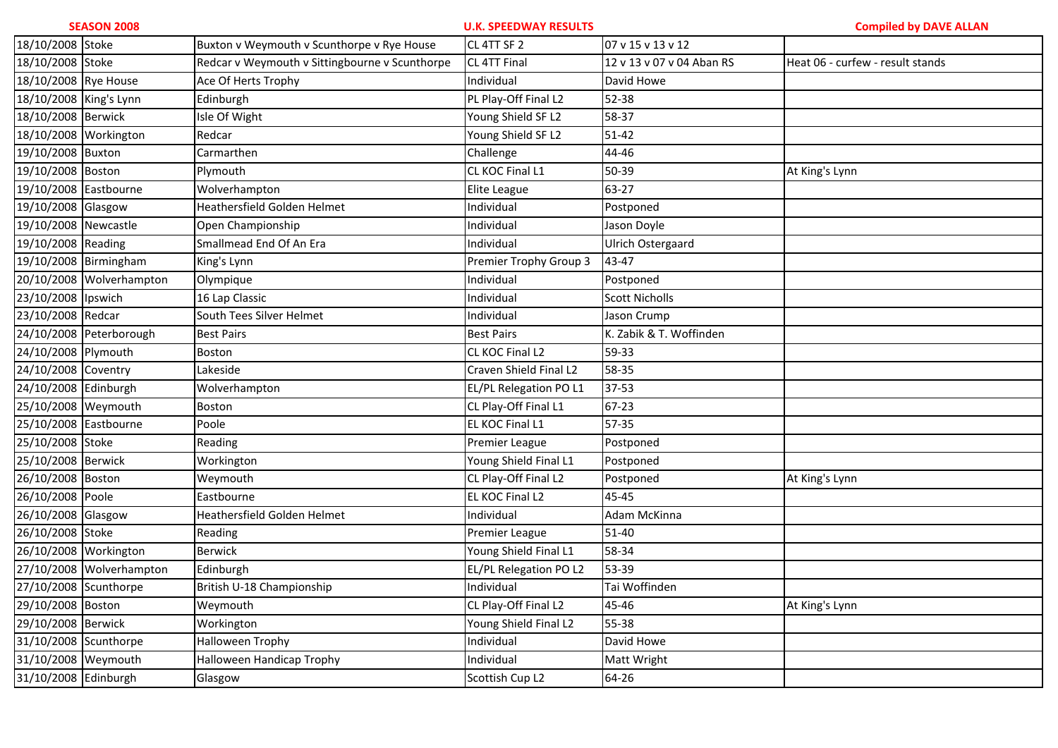**SEASON 2008** **U.K. SPEEDWAY RESULTS** **Compiled by DAVE ALLAN**

| | | | | | |
|---|---|---|---|---|---|
| 18/10/2008 | Stoke | Buxton v Weymouth v Scunthorpe v Rye House | CL 4TT SF 2 | 07 v 15 v 13 v 12 | |
| 18/10/2008 | Stoke | Redcar v Weymouth v Sittingbourne v Scunthorpe | CL 4TT Final | 12 v 13 v 07 v 04 Aban RS | Heat 06 - curfew - result stands |
| 18/10/2008 | Rye House | Ace Of Herts Trophy | Individual | David Howe | |
| 18/10/2008 | King's Lynn | Edinburgh | PL Play-Off Final L2 | 52-38 | |
| 18/10/2008 | Berwick | Isle Of Wight | Young Shield SF L2 | 58-37 | |
| 18/10/2008 | Workington | Redcar | Young Shield SF L2 | 51-42 | |
| 19/10/2008 | Buxton | Carmarthen | Challenge | 44-46 | |
| 19/10/2008 | Boston | Plymouth | CL KOC Final L1 | 50-39 | At King's Lynn |
| 19/10/2008 | Eastbourne | Wolverhampton | Elite League | 63-27 | |
| 19/10/2008 | Glasgow | Heathersfield Golden Helmet | Individual | Postponed | |
| 19/10/2008 | Newcastle | Open Championship | Individual | Jason Doyle | |
| 19/10/2008 | Reading | Smallmead End Of An Era | Individual | Ulrich Ostergaard | |
| 19/10/2008 | Birmingham | King's Lynn | Premier Trophy Group 3 | 43-47 | |
| 20/10/2008 | Wolverhampton | Olympique | Individual | Postponed | |
| 23/10/2008 | Ipswich | 16 Lap Classic | Individual | Scott Nicholls | |
| 23/10/2008 | Redcar | South Tees Silver Helmet | Individual | Jason Crump | |
| 24/10/2008 | Peterborough | Best Pairs | Best Pairs | K. Zabik & T. Woffinden | |
| 24/10/2008 | Plymouth | Boston | CL KOC Final L2 | 59-33 | |
| 24/10/2008 | Coventry | Lakeside | Craven Shield Final L2 | 58-35 | |
| 24/10/2008 | Edinburgh | Wolverhampton | EL/PL Relegation PO L1 | 37-53 | |
| 25/10/2008 | Weymouth | Boston | CL Play-Off Final L1 | 67-23 | |
| 25/10/2008 | Eastbourne | Poole | EL KOC Final L1 | 57-35 | |
| 25/10/2008 | Stoke | Reading | Premier League | Postponed | |
| 25/10/2008 | Berwick | Workington | Young Shield Final L1 | Postponed | |
| 26/10/2008 | Boston | Weymouth | CL Play-Off Final L2 | Postponed | At King's Lynn |
| 26/10/2008 | Poole | Eastbourne | EL KOC Final L2 | 45-45 | |
| 26/10/2008 | Glasgow | Heathersfield Golden Helmet | Individual | Adam McKinna | |
| 26/10/2008 | Stoke | Reading | Premier League | 51-40 | |
| 26/10/2008 | Workington | Berwick | Young Shield Final L1 | 58-34 | |
| 27/10/2008 | Wolverhampton | Edinburgh | EL/PL Relegation PO L2 | 53-39 | |
| 27/10/2008 | Scunthorpe | British U-18 Championship | Individual | Tai Woffinden | |
| 29/10/2008 | Boston | Weymouth | CL Play-Off Final L2 | 45-46 | At King's Lynn |
| 29/10/2008 | Berwick | Workington | Young Shield Final L2 | 55-38 | |
| 31/10/2008 | Scunthorpe | Halloween Trophy | Individual | David Howe | |
| 31/10/2008 | Weymouth | Halloween Handicap Trophy | Individual | Matt Wright | |
| 31/10/2008 | Edinburgh | Glasgow | Scottish Cup L2 | 64-26 | |